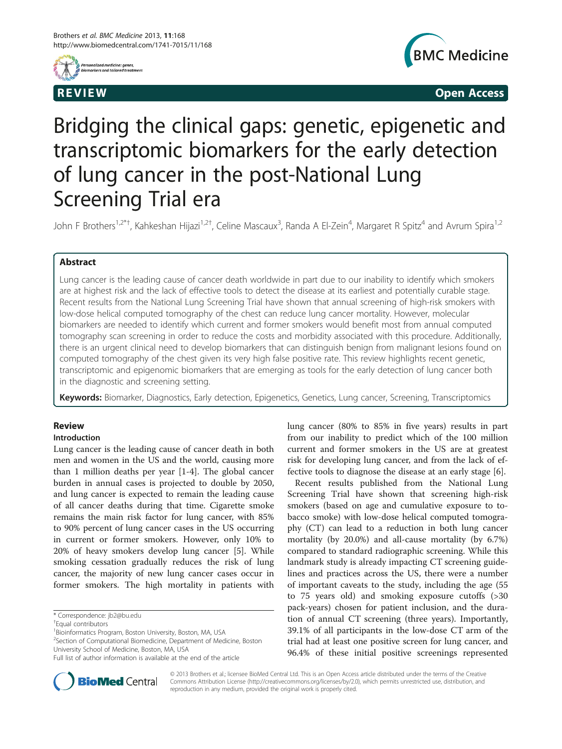REVIEW Open Access

# Bridging the clinical gaps: genetic, epigenetic and transcriptomic biomarkers for the early detection of lung cancer in the post-National Lung Screening Trial era

John F Brothers[1,2*†], Kahkeshan Hijazi[1,2†], Celine Mascaux[3], Randa A El-Zein[4], Margaret R Spitz[4] and Avrum Spira[1,2]

## Abstract

Lung cancer is the leading cause of cancer death worldwide in part due to our inability to identify which smokers are at highest risk and the lack of effective tools to detect the disease at its earliest and potentially curable stage. Recent results from the National Lung Screening Trial have shown that annual screening of high-risk smokers with low-dose helical computed tomography of the chest can reduce lung cancer mortality. However, molecular biomarkers are needed to identify which current and former smokers would benefit most from annual computed tomography scan screening in order to reduce the costs and morbidity associated with this procedure. Additionally, there is an urgent clinical need to develop biomarkers that can distinguish benign from malignant lesions found on computed tomography of the chest given its very high false positive rate. This review highlights recent genetic, transcriptomic and epigenomic biomarkers that are emerging as tools for the early detection of lung cancer both in the diagnostic and screening setting.

**Keywords:** Biomarker, Diagnostics, Early detection, Epigenetics, Genetics, Lung cancer, Screening, Transcriptomics

## Review

### Introduction

Lung cancer is the leading cause of cancer death in both men and women in the US and the world, causing more than 1 million deaths per year [1-4]. The global cancer burden in annual cases is projected to double by 2050, and lung cancer is expected to remain the leading cause of all cancer deaths during that time. Cigarette smoke remains the main risk factor for lung cancer, with 85% to 90% percent of lung cancer cases in the US occurring in current or former smokers. However, only 10% to 20% of heavy smokers develop lung cancer [5]. While smoking cessation gradually reduces the risk of lung cancer, the majority of new lung cancer cases occur in former smokers. The high mortality in patients with lung cancer (80% to 85% in five years) results in part from our inability to predict which of the 100 million current and former smokers in the US are at greatest risk for developing lung cancer, and from the lack of effective tools to diagnose the disease at an early stage [6].

Recent results published from the National Lung Screening Trial have shown that screening high-risk smokers (based on age and cumulative exposure to tobacco smoke) with low-dose helical computed tomography (CT) can lead to a reduction in both lung cancer mortality (by 20.0%) and all-cause mortality (by 6.7%) compared to standard radiographic screening. While this landmark study is already impacting CT screening guidelines and practices across the US, there were a number of important caveats to the study, including the age (55 to 75 years old) and smoking exposure cutoffs (>30 pack-years) chosen for patient inclusion, and the duration of annual CT screening (three years). Importantly, 39.1% of all participants in the low-dose CT arm of the trial had at least one positive screen for lung cancer, and 96.4% of these initial positive screenings represented

\* Correspondence: jb2@bu.edu

†Equal contributors

[1]Bioinformatics Program, Boston University, Boston, MA, USA

[2]Section of Computational Biomedicine, Department of Medicine, Boston University School of Medicine, Boston, MA, USA

Full list of author information is available at the end of the article

© 2013 Brothers et al.; licensee BioMed Central Ltd. This is an Open Access article distributed under the terms of the Creative Commons Attribution License (http://creativecommons.org/licenses/by/2.0), which permits unrestricted use, distribution, and reproduction in any medium, provided the original work is properly cited.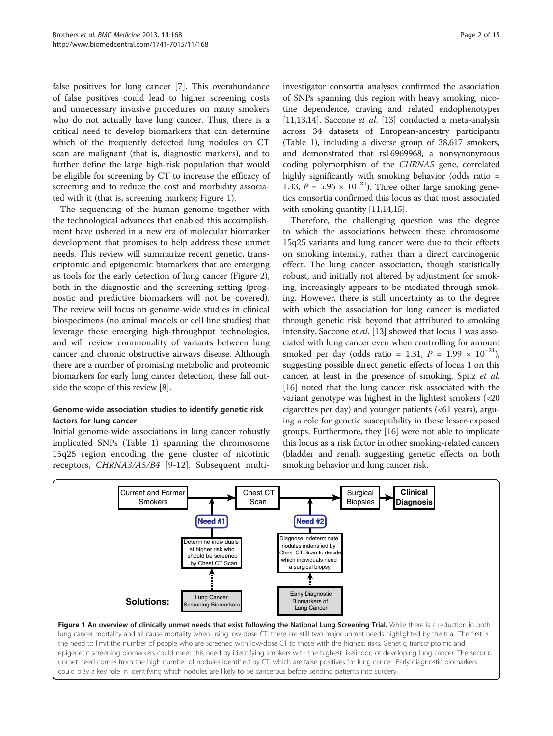false positives for lung cancer [7]. This overabundance of false positives could lead to higher screening costs and unnecessary invasive procedures on many smokers who do not actually have lung cancer. Thus, there is a critical need to develop biomarkers that can determine which of the frequently detected lung nodules on CT scan are malignant (that is, diagnostic markers), and to further define the large high-risk population that would be eligible for screening by CT to increase the efficacy of screening and to reduce the cost and morbidity associated with it (that is, screening markers; Figure 1).

The sequencing of the human genome together with the technological advances that enabled this accomplishment have ushered in a new era of molecular biomarker development that promises to help address these unmet needs. This review will summarize recent genetic, transcriptomic and epigenomic biomarkers that are emerging as tools for the early detection of lung cancer (Figure 2), both in the diagnostic and the screening setting (prognostic and predictive biomarkers will not be covered). The review will focus on genome-wide studies in clinical biospecimens (no animal models or cell line studies) that leverage these emerging high-throughput technologies, and will review commonality of variants between lung cancer and chronic obstructive airways disease. Although there are a number of promising metabolic and proteomic biomarkers for early lung cancer detection, these fall outside the scope of this review [8].

## Genome-wide association studies to identify genetic risk factors for lung cancer

Initial genome-wide associations in lung cancer robustly implicated SNPs (Table 1) spanning the chromosome 15q25 region encoding the gene cluster of nicotinic receptors, *CHRNA3/A5/B4* [9-12]. Subsequent multi-investigator consortia analyses confirmed the association of SNPs spanning this region with heavy smoking, nicotine dependence, craving and related endophenotypes [11,13,14]. Saccone *et al.* [13] conducted a meta-analysis across 34 datasets of European-ancestry participants (Table 1), including a diverse group of 38,617 smokers, and demonstrated that rs16969968, a nonsynonymous coding polymorphism of the *CHRNA5* gene, correlated highly significantly with smoking behavior (odds ratio = 1.33, $P = 5.96 \times 10^{-31}$). Three other large smoking genetics consortia confirmed this locus as that most associated with smoking quantity [11,14,15].

Therefore, the challenging question was the degree to which the associations between these chromosome 15q25 variants and lung cancer were due to their effects on smoking intensity, rather than a direct carcinogenic effect. The lung cancer association, though statistically robust, and initially not altered by adjustment for smoking, increasingly appears to be mediated through smoking. However, there is still uncertainty as to the degree with which the association for lung cancer is mediated through genetic risk beyond that attributed to smoking intensity. Saccone *et al.* [13] showed that locus 1 was associated with lung cancer even when controlling for amount smoked per day (odds ratio = 1.31, $P = 1.99 \times 10^{-21}$), suggesting possible direct genetic effects of locus 1 on this cancer, at least in the presence of smoking. Spitz *et al.* [16] noted that the lung cancer risk associated with the variant genotype was highest in the lightest smokers (<20 cigarettes per day) and younger patients (<61 years), arguing a role for genetic susceptibility in these lesser-exposed groups. Furthermore, they [16] were not able to implicate this locus as a risk factor in other smoking-related cancers (bladder and renal), suggesting genetic effects on both smoking behavior and lung cancer risk.

**Figure 1 An overview of clinically unmet needs that exist following the National Lung Screening Trial.** While there is a reduction in both lung cancer mortality and all-cause mortality when using low-dose CT, there are still two major unmet needs highlighted by the trial. The first is the need to limit the number of people who are screened with low-dose CT to those with the highest risks. Genetic, transcriptomic and epigenetic screening biomarkers could meet this need by identifying smokers with the highest likelihood of developing lung cancer. The second unmet need comes from the high number of nodules identified by CT, which are false positives for lung cancer. Early diagnostic biomarkers could play a key role in identifying which nodules are likely to be cancerous before sending patients into surgery.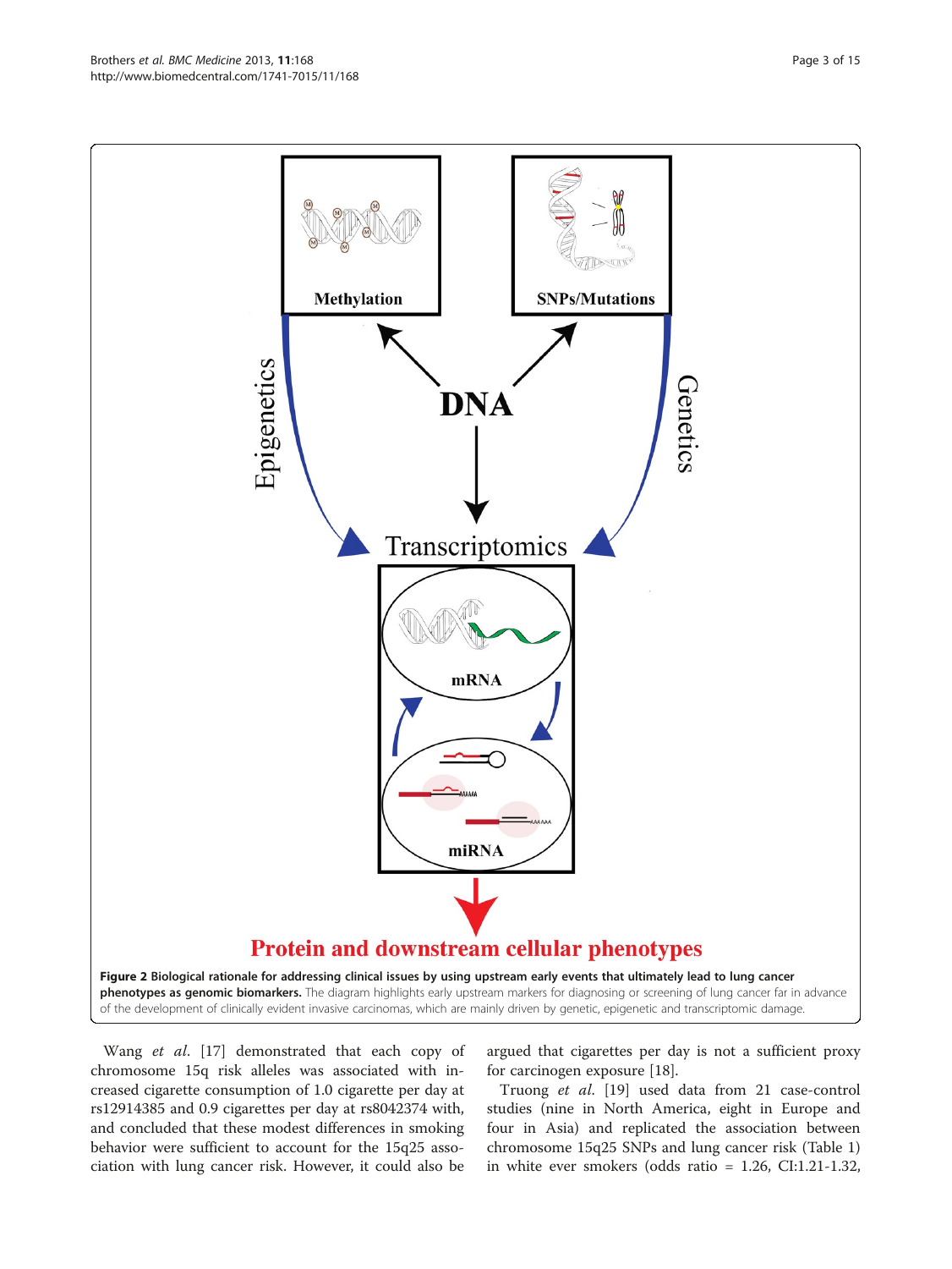**Figure 2 Biological rationale for addressing clinical issues by using upstream early events that ultimately lead to lung cancer phenotypes as genomic biomarkers.** The diagram highlights early upstream markers for diagnosing or screening of lung cancer far in advance of the development of clinically evident invasive carcinomas, which are mainly driven by genetic, epigenetic and transcriptomic damage.

Wang *et al.* [17] demonstrated that each copy of chromosome 15q risk alleles was associated with increased cigarette consumption of 1.0 cigarette per day at rs12914385 and 0.9 cigarettes per day at rs8042374 with, and concluded that these modest differences in smoking behavior were sufficient to account for the 15q25 association with lung cancer risk. However, it could also be argued that cigarettes per day is not a sufficient proxy for carcinogen exposure [18].

Truong *et al.* [19] used data from 21 case-control studies (nine in North America, eight in Europe and four in Asia) and replicated the association between chromosome 15q25 SNPs and lung cancer risk (Table 1) in white ever smokers (odds ratio = 1.26, CI:1.21-1.32,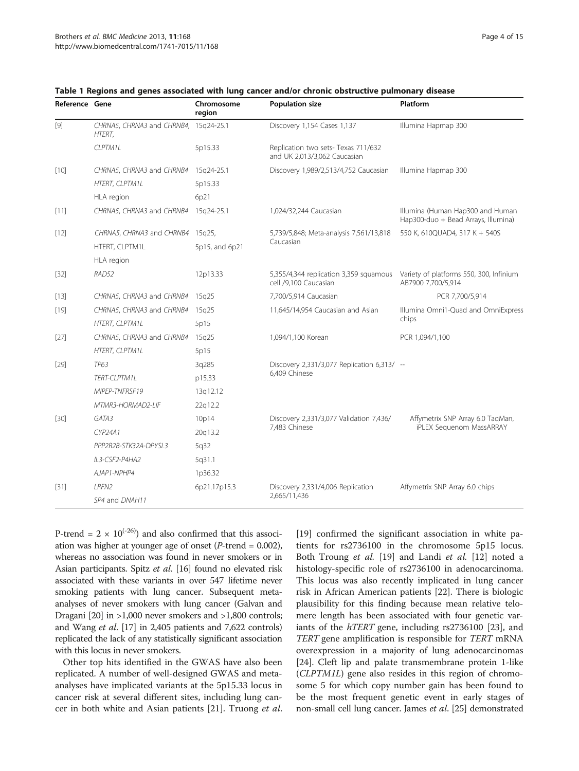**Table 1 Regions and genes associated with lung cancer and/or chronic obstructive pulmonary disease**

| Reference | Gene | Chromosome region | Population size | Platform |
|---|---|---|---|---|
| [9] | *CHRNA5, CHRNA3* and *CHRNB4, HTERT,* | 15q24-25.1 | Discovery 1,154 Cases 1,137 | Illumina Hapmap 300 |
| | *CLPTM1L* | 5p15.33 | Replication two sets- Texas 711/632 and UK 2,013/3,062 Caucasian | |
| [10] | *CHRNA5, CHRNA3* and *CHRNB4* | 15q24-25.1 | Discovery 1,989/2,513/4,752 Caucasian | Illumina Hapmap 300 |
| | *HTERT, CLPTM1L* | 5p15.33 | | |
| | HLA region | 6p21 | | |
| [11] | *CHRNA5, CHRNA3* and *CHRNB4* | 15q24-25.1 | 1,024/32,244 Caucasian | Illumina (Human Hap300 and Human Hap300-duo + Bead Arrays, Illumina) |
| [12] | *CHRNA5, CHRNA3* and *CHRNB4* | 15q25, | 5,739/5,848; Meta-analysis 7,561/13,818 Caucasian | 550 K, 610QUAD4, 317 K + 540S |
| | HTERT, CLPTM1L | 5p15, and 6p21 | | |
| | HLA region | | | |
| [32] | *RAD52* | 12p13.33 | 5,355/4,344 replication 3,359 squamous cell /9,100 Caucasian | Variety of platforms 550, 300, Infinium AB7900 7,700/5,914 |
| [13] | *CHRNA5, CHRNA3* and *CHRNB4* | 15q25 | 7,700/5,914 Caucasian | PCR 7,700/5,914 |
| [19] | *CHRNA5, CHRNA3* and *CHRNB4* | 15q25 | 11,645/14,954 Caucasian and Asian | Illumina Omni1-Quad and OmniExpress chips |
| | *HTERT, CLPTM1L* | 5p15 | | |
| [27] | *CHRNA5, CHRNA3* and *CHRNB4* | 15q25 | 1,094/1,100 Korean | PCR 1,094/1,100 |
| | *HTERT, CLPTM1L* | 5p15 | | |
| [29] | *TP63* | 3q285 | Discovery 2,331/3,077 Replication 6,313/ 6,409 Chinese | -- |
| | *TERT-CLPTM1L* | p15.33 | | |
| | *MIPEP-TNFRSF19* | 13q12.12 | | |
| | *MTMR3-HORMAD2-LIF* | 22q12.2 | | |
| [30] | *GATA3* | 10p14 | Discovery 2,331/3,077 Validation 7,436/ 7,483 Chinese | Affymetrix SNP Array 6.0 TaqMan, iPLEX Sequenom MassARRAY |
| | *CYP24A1* | 20q13.2 | | |
| | *PPP2R2B-STK32A-DPYSL3* | 5q32 | | |
| | *IL3-CSF2-P4HA2* | 5q31.1 | | |
| | *AJAP1-NPHP4* | 1p36.32 | | |
| [31] | *LRFN2* | 6p21.17p15.3 | Discovery 2,331/4,006 Replication 2,665/11,436 | Affymetrix SNP Array 6.0 chips |
| | *SP4* and *DNAH11* | | | |

P-trend = $2 \times 10^{(-26)}$) and also confirmed that this association was higher at younger age of onset (*P*-trend = 0.002), whereas no association was found in never smokers or in Asian participants. Spitz *et al*. [16] found no elevated risk associated with these variants in over 547 lifetime never smoking patients with lung cancer. Subsequent meta-analyses of never smokers with lung cancer (Galvan and Dragani [20] in >1,000 never smokers and >1,800 controls; and Wang *et al*. [17] in 2,405 patients and 7,622 controls) replicated the lack of any statistically significant association with this locus in never smokers.

Other top hits identified in the GWAS have also been replicated. A number of well-designed GWAS and meta-analyses have implicated variants at the 5p15.33 locus in cancer risk at several different sites, including lung cancer in both white and Asian patients [21]. Truong *et al*. [19] confirmed the significant association in white patients for rs2736100 in the chromosome 5p15 locus. Both Troung *et al*. [19] and Landi *et al*. [12] noted a histology-specific role of rs2736100 in adenocarcinoma. This locus was also recently implicated in lung cancer risk in African American patients [22]. There is biologic plausibility for this finding because mean relative telomere length has been associated with four genetic variants of the *hTERT* gene, including rs2736100 [23], and *TERT* gene amplification is responsible for *TERT* mRNA overexpression in a majority of lung adenocarcinomas [24]. Cleft lip and palate transmembrane protein 1-like (*CLPTM1L*) gene also resides in this region of chromosome 5 for which copy number gain has been found to be the most frequent genetic event in early stages of non-small cell lung cancer. James *et al*. [25] demonstrated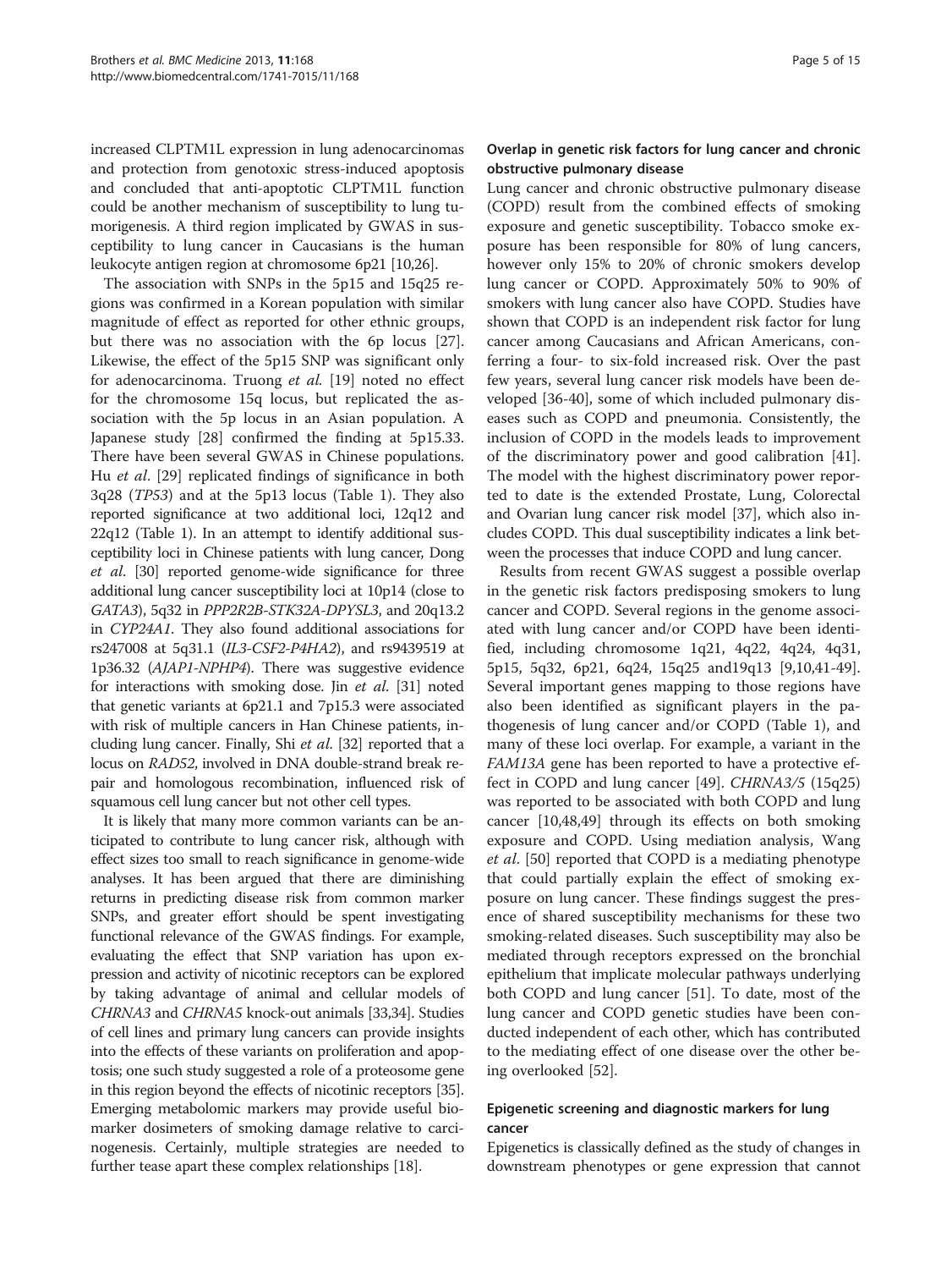increased CLPTM1L expression in lung adenocarcinomas and protection from genotoxic stress-induced apoptosis and concluded that anti-apoptotic CLPTM1L function could be another mechanism of susceptibility to lung tumorigenesis. A third region implicated by GWAS in susceptibility to lung cancer in Caucasians is the human leukocyte antigen region at chromosome 6p21 [10,26].

The association with SNPs in the 5p15 and 15q25 regions was confirmed in a Korean population with similar magnitude of effect as reported for other ethnic groups, but there was no association with the 6p locus [27]. Likewise, the effect of the 5p15 SNP was significant only for adenocarcinoma. Truong *et al.* [19] noted no effect for the chromosome 15q locus, but replicated the association with the 5p locus in an Asian population. A Japanese study [28] confirmed the finding at 5p15.33. There have been several GWAS in Chinese populations. Hu *et al.* [29] replicated findings of significance in both 3q28 (*TP53*) and at the 5p13 locus (Table 1). They also reported significance at two additional loci, 12q12 and 22q12 (Table 1). In an attempt to identify additional susceptibility loci in Chinese patients with lung cancer, Dong *et al.* [30] reported genome-wide significance for three additional lung cancer susceptibility loci at 10p14 (close to *GATA3*), 5q32 in *PPP2R2B-STK32A-DPYSL3*, and 20q13.2 in *CYP24A1*. They also found additional associations for rs247008 at 5q31.1 (*IL3-CSF2-P4HA2*), and rs9439519 at 1p36.32 (*AJAP1-NPHP4*). There was suggestive evidence for interactions with smoking dose. Jin *et al.* [31] noted that genetic variants at 6p21.1 and 7p15.3 were associated with risk of multiple cancers in Han Chinese patients, including lung cancer. Finally, Shi *et al.* [32] reported that a locus on *RAD52*, involved in DNA double-strand break repair and homologous recombination, influenced risk of squamous cell lung cancer but not other cell types.

It is likely that many more common variants can be anticipated to contribute to lung cancer risk, although with effect sizes too small to reach significance in genome-wide analyses. It has been argued that there are diminishing returns in predicting disease risk from common marker SNPs, and greater effort should be spent investigating functional relevance of the GWAS findings. For example, evaluating the effect that SNP variation has upon expression and activity of nicotinic receptors can be explored by taking advantage of animal and cellular models of *CHRNA3* and *CHRNA5* knock-out animals [33,34]. Studies of cell lines and primary lung cancers can provide insights into the effects of these variants on proliferation and apoptosis; one such study suggested a role of a proteosome gene in this region beyond the effects of nicotinic receptors [35]. Emerging metabolomic markers may provide useful biomarker dosimeters of smoking damage relative to carcinogenesis. Certainly, multiple strategies are needed to further tease apart these complex relationships [18].

### Overlap in genetic risk factors for lung cancer and chronic obstructive pulmonary disease

Lung cancer and chronic obstructive pulmonary disease (COPD) result from the combined effects of smoking exposure and genetic susceptibility. Tobacco smoke exposure has been responsible for 80% of lung cancers, however only 15% to 20% of chronic smokers develop lung cancer or COPD. Approximately 50% to 90% of smokers with lung cancer also have COPD. Studies have shown that COPD is an independent risk factor for lung cancer among Caucasians and African Americans, conferring a four- to six-fold increased risk. Over the past few years, several lung cancer risk models have been developed [36-40], some of which included pulmonary diseases such as COPD and pneumonia. Consistently, the inclusion of COPD in the models leads to improvement of the discriminatory power and good calibration [41]. The model with the highest discriminatory power reported to date is the extended Prostate, Lung, Colorectal and Ovarian lung cancer risk model [37], which also includes COPD. This dual susceptibility indicates a link between the processes that induce COPD and lung cancer.

Results from recent GWAS suggest a possible overlap in the genetic risk factors predisposing smokers to lung cancer and COPD. Several regions in the genome associated with lung cancer and/or COPD have been identified, including chromosome 1q21, 4q22, 4q24, 4q31, 5p15, 5q32, 6p21, 6q24, 15q25 and19q13 [9,10,41-49]. Several important genes mapping to those regions have also been identified as significant players in the pathogenesis of lung cancer and/or COPD (Table 1), and many of these loci overlap. For example, a variant in the *FAM13A* gene has been reported to have a protective effect in COPD and lung cancer [49]. *CHRNA3/5* (15q25) was reported to be associated with both COPD and lung cancer [10,48,49] through its effects on both smoking exposure and COPD. Using mediation analysis, Wang *et al.* [50] reported that COPD is a mediating phenotype that could partially explain the effect of smoking exposure on lung cancer. These findings suggest the presence of shared susceptibility mechanisms for these two smoking-related diseases. Such susceptibility may also be mediated through receptors expressed on the bronchial epithelium that implicate molecular pathways underlying both COPD and lung cancer [51]. To date, most of the lung cancer and COPD genetic studies have been conducted independent of each other, which has contributed to the mediating effect of one disease over the other being overlooked [52].

### Epigenetic screening and diagnostic markers for lung cancer

Epigenetics is classically defined as the study of changes in downstream phenotypes or gene expression that cannot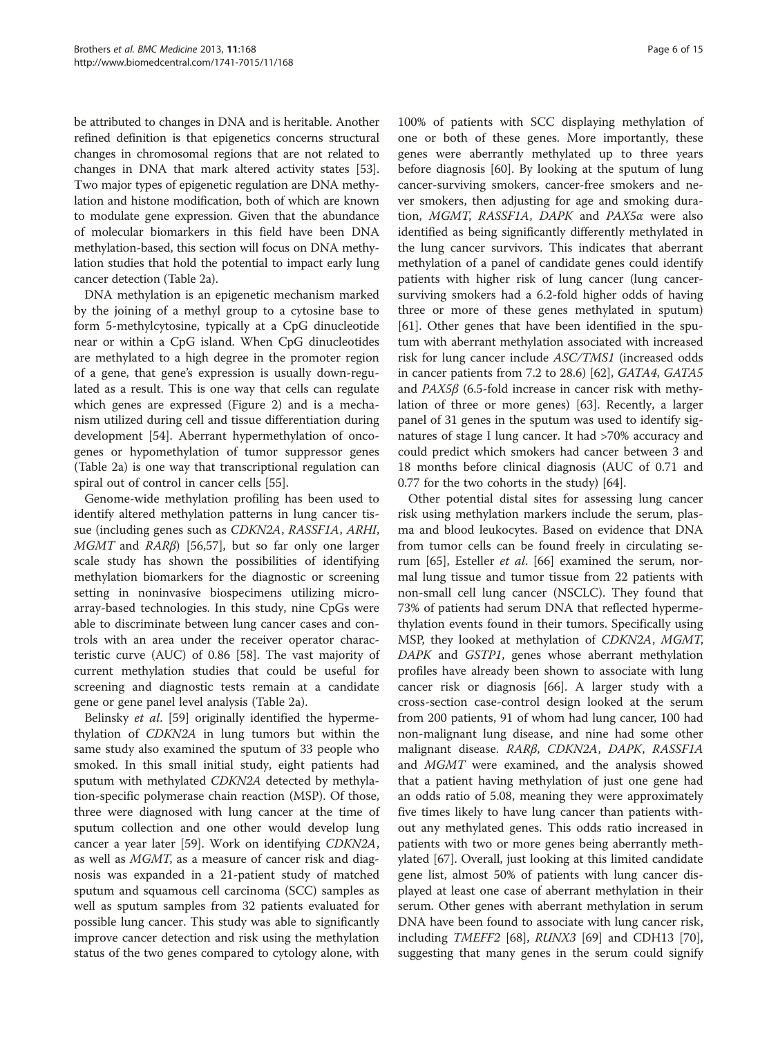be attributed to changes in DNA and is heritable. Another refined definition is that epigenetics concerns structural changes in chromosomal regions that are not related to changes in DNA that mark altered activity states [53]. Two major types of epigenetic regulation are DNA methylation and histone modification, both of which are known to modulate gene expression. Given that the abundance of molecular biomarkers in this field have been DNA methylation-based, this section will focus on DNA methylation studies that hold the potential to impact early lung cancer detection (Table 2a).

DNA methylation is an epigenetic mechanism marked by the joining of a methyl group to a cytosine base to form 5-methylcytosine, typically at a CpG dinucleotide near or within a CpG island. When CpG dinucleotides are methylated to a high degree in the promoter region of a gene, that gene's expression is usually down-regulated as a result. This is one way that cells can regulate which genes are expressed (Figure 2) and is a mechanism utilized during cell and tissue differentiation during development [54]. Aberrant hypermethylation of oncogenes or hypomethylation of tumor suppressor genes (Table 2a) is one way that transcriptional regulation can spiral out of control in cancer cells [55].

Genome-wide methylation profiling has been used to identify altered methylation patterns in lung cancer tissue (including genes such as *CDKN2A*, *RASSF1A*, *ARHI*, *MGMT* and *RARβ*) [56,57], but so far only one larger scale study has shown the possibilities of identifying methylation biomarkers for the diagnostic or screening setting in noninvasive biospecimens utilizing microarray-based technologies. In this study, nine CpGs were able to discriminate between lung cancer cases and controls with an area under the receiver operator characteristic curve (AUC) of 0.86 [58]. The vast majority of current methylation studies that could be useful for screening and diagnostic tests remain at a candidate gene or gene panel level analysis (Table 2a).

Belinsky *et al*. [59] originally identified the hypermethylation of *CDKN2A* in lung tumors but within the same study also examined the sputum of 33 people who smoked. In this small initial study, eight patients had sputum with methylated *CDKN2A* detected by methylation-specific polymerase chain reaction (MSP). Of those, three were diagnosed with lung cancer at the time of sputum collection and one other would develop lung cancer a year later [59]. Work on identifying *CDKN2A*, as well as *MGMT*, as a measure of cancer risk and diagnosis was expanded in a 21-patient study of matched sputum and squamous cell carcinoma (SCC) samples as well as sputum samples from 32 patients evaluated for possible lung cancer. This study was able to significantly improve cancer detection and risk using the methylation status of the two genes compared to cytology alone, with 100% of patients with SCC displaying methylation of one or both of these genes. More importantly, these genes were aberrantly methylated up to three years before diagnosis [60]. By looking at the sputum of lung cancer-surviving smokers, cancer-free smokers and never smokers, then adjusting for age and smoking duration, *MGMT*, *RASSF1A*, *DAPK* and *PAX5α* were also identified as being significantly differently methylated in the lung cancer survivors. This indicates that aberrant methylation of a panel of candidate genes could identify patients with higher risk of lung cancer (lung cancer-surviving smokers had a 6.2-fold higher odds of having three or more of these genes methylated in sputum) [61]. Other genes that have been identified in the sputum with aberrant methylation associated with increased risk for lung cancer include *ASC/TMS1* (increased odds in cancer patients from 7.2 to 28.6) [62], *GATA4*, *GATA5* and *PAX5β* (6.5-fold increase in cancer risk with methylation of three or more genes) [63]. Recently, a larger panel of 31 genes in the sputum was used to identify signatures of stage I lung cancer. It had >70% accuracy and could predict which smokers had cancer between 3 and 18 months before clinical diagnosis (AUC of 0.71 and 0.77 for the two cohorts in the study) [64].

Other potential distal sites for assessing lung cancer risk using methylation markers include the serum, plasma and blood leukocytes. Based on evidence that DNA from tumor cells can be found freely in circulating serum [65], Esteller *et al*. [66] examined the serum, normal lung tissue and tumor tissue from 22 patients with non-small cell lung cancer (NSCLC). They found that 73% of patients had serum DNA that reflected hypermethylation events found in their tumors. Specifically using MSP, they looked at methylation of *CDKN2A*, *MGMT*, *DAPK* and *GSTP1*, genes whose aberrant methylation profiles have already been shown to associate with lung cancer risk or diagnosis [66]. A larger study with a cross-section case-control design looked at the serum from 200 patients, 91 of whom had lung cancer, 100 had non-malignant lung disease, and nine had some other malignant disease. *RARβ*, *CDKN2A*, *DAPK*, *RASSF1A* and *MGMT* were examined, and the analysis showed that a patient having methylation of just one gene had an odds ratio of 5.08, meaning they were approximately five times likely to have lung cancer than patients without any methylated genes. This odds ratio increased in patients with two or more genes being aberrantly methylated [67]. Overall, just looking at this limited candidate gene list, almost 50% of patients with lung cancer displayed at least one case of aberrant methylation in their serum. Other genes with aberrant methylation in serum DNA have been found to associate with lung cancer risk, including *TMEFF2* [68], *RUNX3* [69] and CDH13 [70], suggesting that many genes in the serum could signify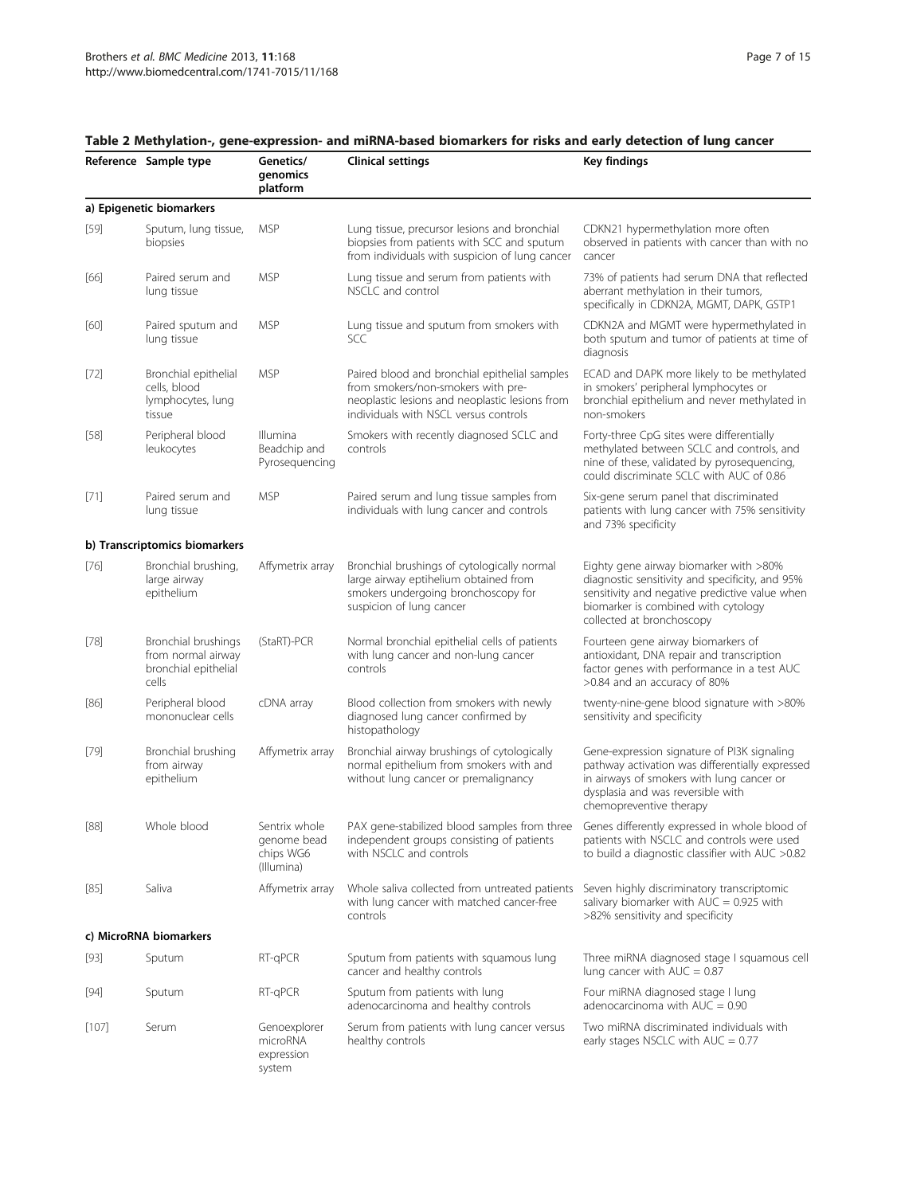**Table 2 Methylation-, gene-expression- and miRNA-based biomarkers for risks and early detection of lung cancer**

| Reference | Sample type | Genetics/ genomics platform | Clinical settings | Key findings |
|---|---|---|---|---|
| **a) Epigenetic biomarkers** | | | | |
| [59] | Sputum, lung tissue, biopsies | MSP | Lung tissue, precursor lesions and bronchial biopsies from patients with SCC and sputum from individuals with suspicion of lung cancer | CDKN21 hypermethylation more often observed in patients with cancer than with no cancer |
| [66] | Paired serum and lung tissue | MSP | Lung tissue and serum from patients with NSCLC and control | 73% of patients had serum DNA that reflected aberrant methylation in their tumors, specifically in CDKN2A, MGMT, DAPK, GSTP1 |
| [60] | Paired sputum and lung tissue | MSP | Lung tissue and sputum from smokers with SCC | CDKN2A and MGMT were hypermethylated in both sputum and tumor of patients at time of diagnosis |
| [72] | Bronchial epithelial cells, blood lymphocytes, lung tissue | MSP | Paired blood and bronchial epithelial samples from smokers/non-smokers with pre-neoplastic lesions and neoplastic lesions from individuals with NSCL versus controls | ECAD and DAPK more likely to be methylated in smokers' peripheral lymphocytes or bronchial epithelium and never methylated in non-smokers |
| [58] | Peripheral blood leukocytes | Illumina Beadchip and Pyrosequencing | Smokers with recently diagnosed SCLC and controls | Forty-three CpG sites were differentially methylated between SCLC and controls, and nine of these, validated by pyrosequencing, could discriminate SCLC with AUC of 0.86 |
| [71] | Paired serum and lung tissue | MSP | Paired serum and lung tissue samples from individuals with lung cancer and controls | Six-gene serum panel that discriminated patients with lung cancer with 75% sensitivity and 73% specificity |
| **b) Transcriptomics biomarkers** | | | | |
| [76] | Bronchial brushing, large airway epithelium | Affymetrix array | Bronchial brushings of cytologically normal large airway eptihelium obtained from smokers undergoing bronchoscopy for suspicion of lung cancer | Eighty gene airway biomarker with >80% diagnostic sensitivity and specificity, and 95% sensitivity and negative predictive value when biomarker is combined with cytology collected at bronchoscopy |
| [78] | Bronchial brushings from normal airway bronchial epithelial cells | (StaRT)-PCR | Normal bronchial epithelial cells of patients with lung cancer and non-lung cancer controls | Fourteen gene airway biomarkers of antioxidant, DNA repair and transcription factor genes with performance in a test AUC >0.84 and an accuracy of 80% |
| [86] | Peripheral blood mononuclear cells | cDNA array | Blood collection from smokers with newly diagnosed lung cancer confirmed by histopathology | twenty-nine-gene blood signature with >80% sensitivity and specificity |
| [79] | Bronchial brushing from airway epithelium | Affymetrix array | Bronchial airway brushings of cytologically normal epithelium from smokers with and without lung cancer or premalignancy | Gene-expression signature of PI3K signaling pathway activation was differentially expressed in airways of smokers with lung cancer or dysplasia and was reversible with chemopreventive therapy |
| [88] | Whole blood | Sentrix whole genome bead chips WG6 (Illumina) | PAX gene-stabilized blood samples from three independent groups consisting of patients with NSCLC and controls | Genes differently expressed in whole blood of patients with NSCLC and controls were used to build a diagnostic classifier with AUC >0.82 |
| [85] | Saliva | Affymetrix array | Whole saliva collected from untreated patients with lung cancer with matched cancer-free controls | Seven highly discriminatory transcriptomic salivary biomarker with AUC = 0.925 with >82% sensitivity and specificity |
| **c) MicroRNA biomarkers** | | | | |
| [93] | Sputum | RT-qPCR | Sputum from patients with squamous lung cancer and healthy controls | Three miRNA diagnosed stage I squamous cell lung cancer with AUC = 0.87 |
| [94] | Sputum | RT-qPCR | Sputum from patients with lung adenocarcinoma and healthy controls | Four miRNA diagnosed stage I lung adenocarcinoma with AUC = 0.90 |
| [107] | Serum | Genoexplorer microRNA expression system | Serum from patients with lung cancer versus healthy controls | Two miRNA discriminated individuals with early stages NSCLC with AUC = 0.77 |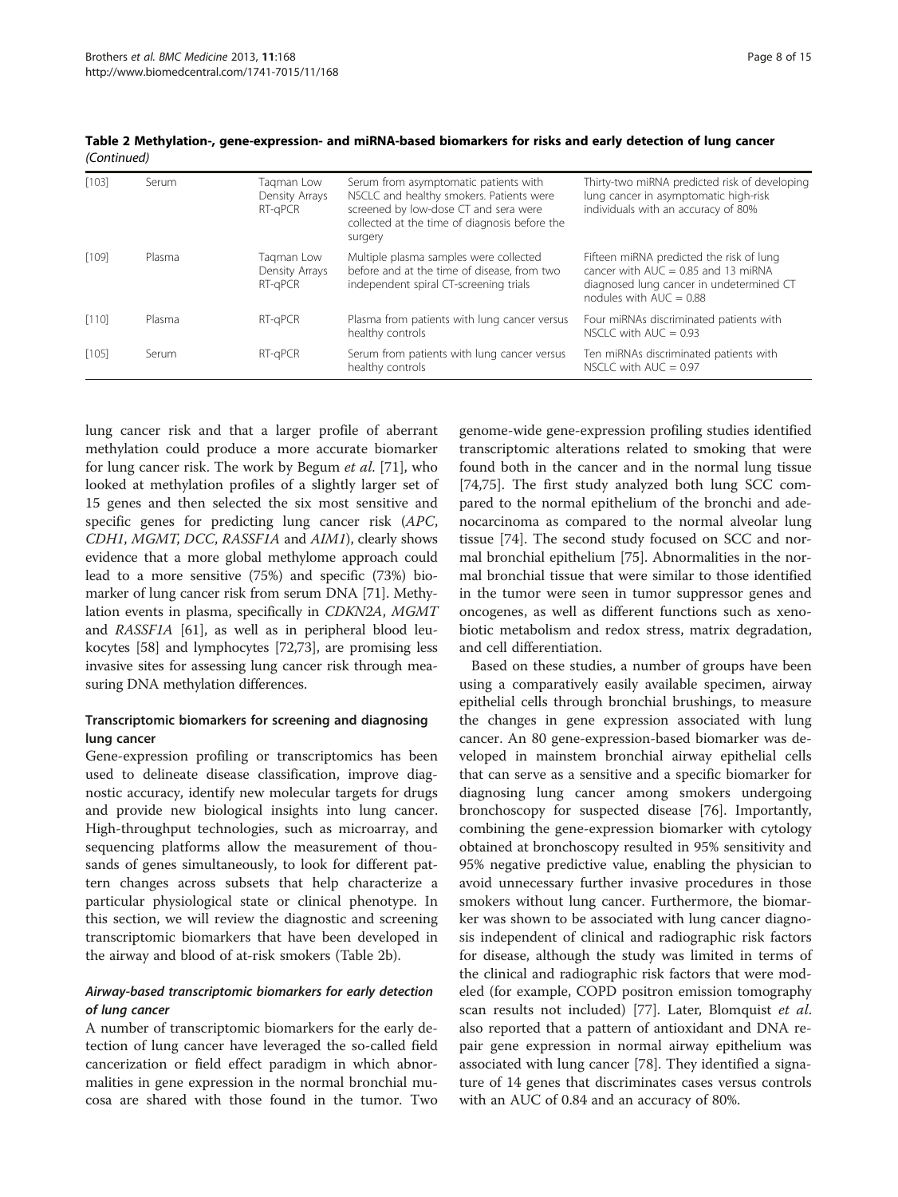**Table 2 Methylation-, gene-expression- and miRNA-based biomarkers for risks and early detection of lung cancer** *(Continued)*

| | | | | |
|---|---|---|---|---|
| [103] | Serum | Taqman Low Density Arrays RT-qPCR | Serum from asymptomatic patients with NSCLC and healthy smokers. Patients were screened by low-dose CT and sera were collected at the time of diagnosis before the surgery | Thirty-two miRNA predicted risk of developing lung cancer in asymptomatic high-risk individuals with an accuracy of 80% |
| [109] | Plasma | Taqman Low Density Arrays RT-qPCR | Multiple plasma samples were collected before and at the time of disease, from two independent spiral CT-screening trials | Fifteen miRNA predicted the risk of lung cancer with AUC = 0.85 and 13 miRNA diagnosed lung cancer in undetermined CT nodules with AUC = 0.88 |
| [110] | Plasma | RT-qPCR | Plasma from patients with lung cancer versus healthy controls | Four miRNAs discriminated patients with NSCLC with AUC = 0.93 |
| [105] | Serum | RT-qPCR | Serum from patients with lung cancer versus healthy controls | Ten miRNAs discriminated patients with NSCLC with AUC = 0.97 |

lung cancer risk and that a larger profile of aberrant methylation could produce a more accurate biomarker for lung cancer risk. The work by Begum *et al.* [71], who looked at methylation profiles of a slightly larger set of 15 genes and then selected the six most sensitive and specific genes for predicting lung cancer risk (*APC*, *CDH1*, *MGMT*, *DCC*, *RASSF1A* and *AIM1*), clearly shows evidence that a more global methylome approach could lead to a more sensitive (75%) and specific (73%) biomarker of lung cancer risk from serum DNA [71]. Methylation events in plasma, specifically in *CDKN2A*, *MGMT* and *RASSF1A* [61], as well as in peripheral blood leukocytes [58] and lymphocytes [72,73], are promising less invasive sites for assessing lung cancer risk through measuring DNA methylation differences.

### Transcriptomic biomarkers for screening and diagnosing lung cancer

Gene-expression profiling or transcriptomics has been used to delineate disease classification, improve diagnostic accuracy, identify new molecular targets for drugs and provide new biological insights into lung cancer. High-throughput technologies, such as microarray, and sequencing platforms allow the measurement of thousands of genes simultaneously, to look for different pattern changes across subsets that help characterize a particular physiological state or clinical phenotype. In this section, we will review the diagnostic and screening transcriptomic biomarkers that have been developed in the airway and blood of at-risk smokers (Table 2b).

#### *Airway-based transcriptomic biomarkers for early detection of lung cancer*

A number of transcriptomic biomarkers for the early detection of lung cancer have leveraged the so-called field cancerization or field effect paradigm in which abnormalities in gene expression in the normal bronchial mucosa are shared with those found in the tumor. Two genome-wide gene-expression profiling studies identified transcriptomic alterations related to smoking that were found both in the cancer and in the normal lung tissue [74,75]. The first study analyzed both lung SCC compared to the normal epithelium of the bronchi and adenocarcinoma as compared to the normal alveolar lung tissue [74]. The second study focused on SCC and normal bronchial epithelium [75]. Abnormalities in the normal bronchial tissue that were similar to those identified in the tumor were seen in tumor suppressor genes and oncogenes, as well as different functions such as xenobiotic metabolism and redox stress, matrix degradation, and cell differentiation.

Based on these studies, a number of groups have been using a comparatively easily available specimen, airway epithelial cells through bronchial brushings, to measure the changes in gene expression associated with lung cancer. An 80 gene-expression-based biomarker was developed in mainstem bronchial airway epithelial cells that can serve as a sensitive and a specific biomarker for diagnosing lung cancer among smokers undergoing bronchoscopy for suspected disease [76]. Importantly, combining the gene-expression biomarker with cytology obtained at bronchoscopy resulted in 95% sensitivity and 95% negative predictive value, enabling the physician to avoid unnecessary further invasive procedures in those smokers without lung cancer. Furthermore, the biomarker was shown to be associated with lung cancer diagnosis independent of clinical and radiographic risk factors for disease, although the study was limited in terms of the clinical and radiographic risk factors that were modeled (for example, COPD positron emission tomography scan results not included) [77]. Later, Blomquist *et al.* also reported that a pattern of antioxidant and DNA repair gene expression in normal airway epithelium was associated with lung cancer [78]. They identified a signature of 14 genes that discriminates cases versus controls with an AUC of 0.84 and an accuracy of 80%.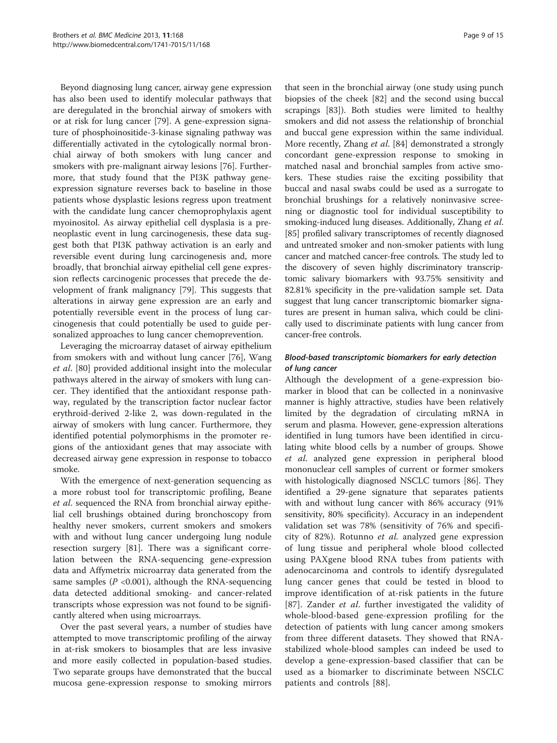Beyond diagnosing lung cancer, airway gene expression has also been used to identify molecular pathways that are deregulated in the bronchial airway of smokers with or at risk for lung cancer [79]. A gene-expression signature of phosphoinositide-3-kinase signaling pathway was differentially activated in the cytologically normal bronchial airway of both smokers with lung cancer and smokers with pre-malignant airway lesions [76]. Furthermore, that study found that the PI3K pathway gene-expression signature reverses back to baseline in those patients whose dysplastic lesions regress upon treatment with the candidate lung cancer chemoprophylaxis agent myoinositol. As airway epithelial cell dysplasia is a preneoplastic event in lung carcinogenesis, these data suggest both that PI3K pathway activation is an early and reversible event during lung carcinogenesis and, more broadly, that bronchial airway epithelial cell gene expression reflects carcinogenic processes that precede the development of frank malignancy [79]. This suggests that alterations in airway gene expression are an early and potentially reversible event in the process of lung carcinogenesis that could potentially be used to guide personalized approaches to lung cancer chemoprevention.

Leveraging the microarray dataset of airway epithelium from smokers with and without lung cancer [76], Wang *et al*. [80] provided additional insight into the molecular pathways altered in the airway of smokers with lung cancer. They identified that the antioxidant response pathway, regulated by the transcription factor nuclear factor erythroid-derived 2-like 2, was down-regulated in the airway of smokers with lung cancer. Furthermore, they identified potential polymorphisms in the promoter regions of the antioxidant genes that may associate with decreased airway gene expression in response to tobacco smoke.

With the emergence of next-generation sequencing as a more robust tool for transcriptomic profiling, Beane *et al*. sequenced the RNA from bronchial airway epithelial cell brushings obtained during bronchoscopy from healthy never smokers, current smokers and smokers with and without lung cancer undergoing lung nodule resection surgery [81]. There was a significant correlation between the RNA-sequencing gene-expression data and Affymetrix microarray data generated from the same samples ($P < 0.001$), although the RNA-sequencing data detected additional smoking- and cancer-related transcripts whose expression was not found to be significantly altered when using microarrays.

Over the past several years, a number of studies have attempted to move transcriptomic profiling of the airway in at-risk smokers to biosamples that are less invasive and more easily collected in population-based studies. Two separate groups have demonstrated that the buccal mucosa gene-expression response to smoking mirrors that seen in the bronchial airway (one study using punch biopsies of the cheek [82] and the second using buccal scrapings [83]). Both studies were limited to healthy smokers and did not assess the relationship of bronchial and buccal gene expression within the same individual. More recently, Zhang *et al*. [84] demonstrated a strongly concordant gene-expression response to smoking in matched nasal and bronchial samples from active smokers. These studies raise the exciting possibility that buccal and nasal swabs could be used as a surrogate to bronchial brushings for a relatively noninvasive screening or diagnostic tool for individual susceptibility to smoking-induced lung diseases. Additionally, Zhang *et al*. [85] profiled salivary transcriptomes of recently diagnosed and untreated smoker and non-smoker patients with lung cancer and matched cancer-free controls. The study led to the discovery of seven highly discriminatory transcriptomic salivary biomarkers with 93.75% sensitivity and 82.81% specificity in the pre-validation sample set. Data suggest that lung cancer transcriptomic biomarker signatures are present in human saliva, which could be clinically used to discriminate patients with lung cancer from cancer-free controls.

### Blood-based transcriptomic biomarkers for early detection of lung cancer

Although the development of a gene-expression biomarker in blood that can be collected in a noninvasive manner is highly attractive, studies have been relatively limited by the degradation of circulating mRNA in serum and plasma. However, gene-expression alterations identified in lung tumors have been identified in circulating white blood cells by a number of groups. Showe *et al*. analyzed gene expression in peripheral blood mononuclear cell samples of current or former smokers with histologically diagnosed NSCLC tumors [86]. They identified a 29-gene signature that separates patients with and without lung cancer with 86% accuracy (91% sensitivity, 80% specificity). Accuracy in an independent validation set was 78% (sensitivity of 76% and specificity of 82%). Rotunno *et al*. analyzed gene expression of lung tissue and peripheral whole blood collected using PAXgene blood RNA tubes from patients with adenocarcinoma and controls to identify dysregulated lung cancer genes that could be tested in blood to improve identification of at-risk patients in the future [87]. Zander *et al*. further investigated the validity of whole-blood-based gene-expression profiling for the detection of patients with lung cancer among smokers from three different datasets. They showed that RNA-stabilized whole-blood samples can indeed be used to develop a gene-expression-based classifier that can be used as a biomarker to discriminate between NSCLC patients and controls [88].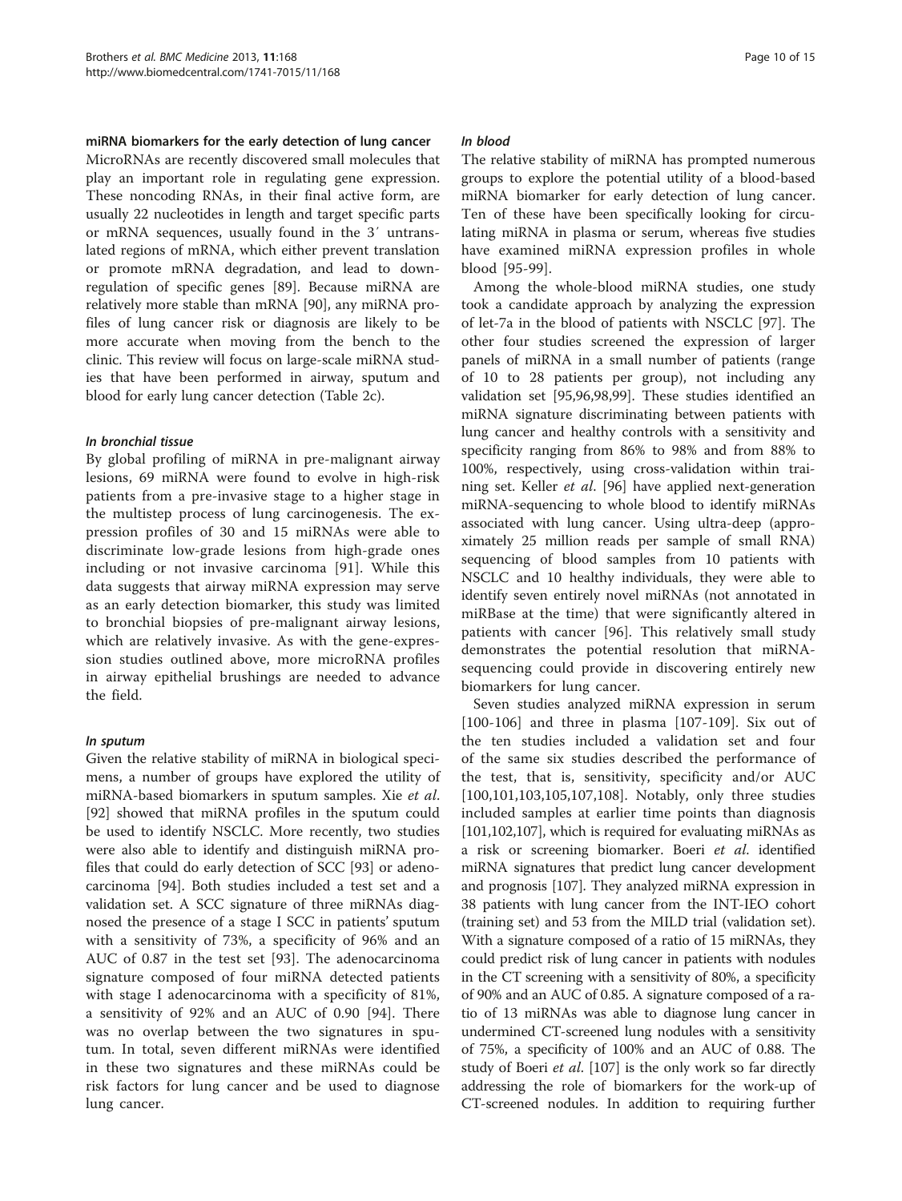### miRNA biomarkers for the early detection of lung cancer

MicroRNAs are recently discovered small molecules that play an important role in regulating gene expression. These noncoding RNAs, in their final active form, are usually 22 nucleotides in length and target specific parts or mRNA sequences, usually found in the 3′ untranslated regions of mRNA, which either prevent translation or promote mRNA degradation, and lead to downregulation of specific genes [89]. Because miRNA are relatively more stable than mRNA [90], any miRNA profiles of lung cancer risk or diagnosis are likely to be more accurate when moving from the bench to the clinic. This review will focus on large-scale miRNA studies that have been performed in airway, sputum and blood for early lung cancer detection (Table 2c).

#### *In bronchial tissue*

By global profiling of miRNA in pre-malignant airway lesions, 69 miRNA were found to evolve in high-risk patients from a pre-invasive stage to a higher stage in the multistep process of lung carcinogenesis. The expression profiles of 30 and 15 miRNAs were able to discriminate low-grade lesions from high-grade ones including or not invasive carcinoma [91]. While this data suggests that airway miRNA expression may serve as an early detection biomarker, this study was limited to bronchial biopsies of pre-malignant airway lesions, which are relatively invasive. As with the gene-expression studies outlined above, more microRNA profiles in airway epithelial brushings are needed to advance the field.

#### *In sputum*

Given the relative stability of miRNA in biological specimens, a number of groups have explored the utility of miRNA-based biomarkers in sputum samples. Xie *et al*. [92] showed that miRNA profiles in the sputum could be used to identify NSCLC. More recently, two studies were also able to identify and distinguish miRNA profiles that could do early detection of SCC [93] or adenocarcinoma [94]. Both studies included a test set and a validation set. A SCC signature of three miRNAs diagnosed the presence of a stage I SCC in patients' sputum with a sensitivity of 73%, a specificity of 96% and an AUC of 0.87 in the test set [93]. The adenocarcinoma signature composed of four miRNA detected patients with stage I adenocarcinoma with a specificity of 81%, a sensitivity of 92% and an AUC of 0.90 [94]. There was no overlap between the two signatures in sputum. In total, seven different miRNAs were identified in these two signatures and these miRNAs could be risk factors for lung cancer and be used to diagnose lung cancer.

#### *In blood*

The relative stability of miRNA has prompted numerous groups to explore the potential utility of a blood-based miRNA biomarker for early detection of lung cancer. Ten of these have been specifically looking for circulating miRNA in plasma or serum, whereas five studies have examined miRNA expression profiles in whole blood [95-99].

Among the whole-blood miRNA studies, one study took a candidate approach by analyzing the expression of let-7a in the blood of patients with NSCLC [97]. The other four studies screened the expression of larger panels of miRNA in a small number of patients (range of 10 to 28 patients per group), not including any validation set [95,96,98,99]. These studies identified an miRNA signature discriminating between patients with lung cancer and healthy controls with a sensitivity and specificity ranging from 86% to 98% and from 88% to 100%, respectively, using cross-validation within training set. Keller *et al*. [96] have applied next-generation miRNA-sequencing to whole blood to identify miRNAs associated with lung cancer. Using ultra-deep (approximately 25 million reads per sample of small RNA) sequencing of blood samples from 10 patients with NSCLC and 10 healthy individuals, they were able to identify seven entirely novel miRNAs (not annotated in miRBase at the time) that were significantly altered in patients with cancer [96]. This relatively small study demonstrates the potential resolution that miRNA-sequencing could provide in discovering entirely new biomarkers for lung cancer.

Seven studies analyzed miRNA expression in serum [100-106] and three in plasma [107-109]. Six out of the ten studies included a validation set and four of the same six studies described the performance of the test, that is, sensitivity, specificity and/or AUC [100,101,103,105,107,108]. Notably, only three studies included samples at earlier time points than diagnosis [101,102,107], which is required for evaluating miRNAs as a risk or screening biomarker. Boeri *et al*. identified miRNA signatures that predict lung cancer development and prognosis [107]. They analyzed miRNA expression in 38 patients with lung cancer from the INT-IEO cohort (training set) and 53 from the MILD trial (validation set). With a signature composed of a ratio of 15 miRNAs, they could predict risk of lung cancer in patients with nodules in the CT screening with a sensitivity of 80%, a specificity of 90% and an AUC of 0.85. A signature composed of a ratio of 13 miRNAs was able to diagnose lung cancer in undermined CT-screened lung nodules with a sensitivity of 75%, a specificity of 100% and an AUC of 0.88. The study of Boeri *et al*. [107] is the only work so far directly addressing the role of biomarkers for the work-up of CT-screened nodules. In addition to requiring further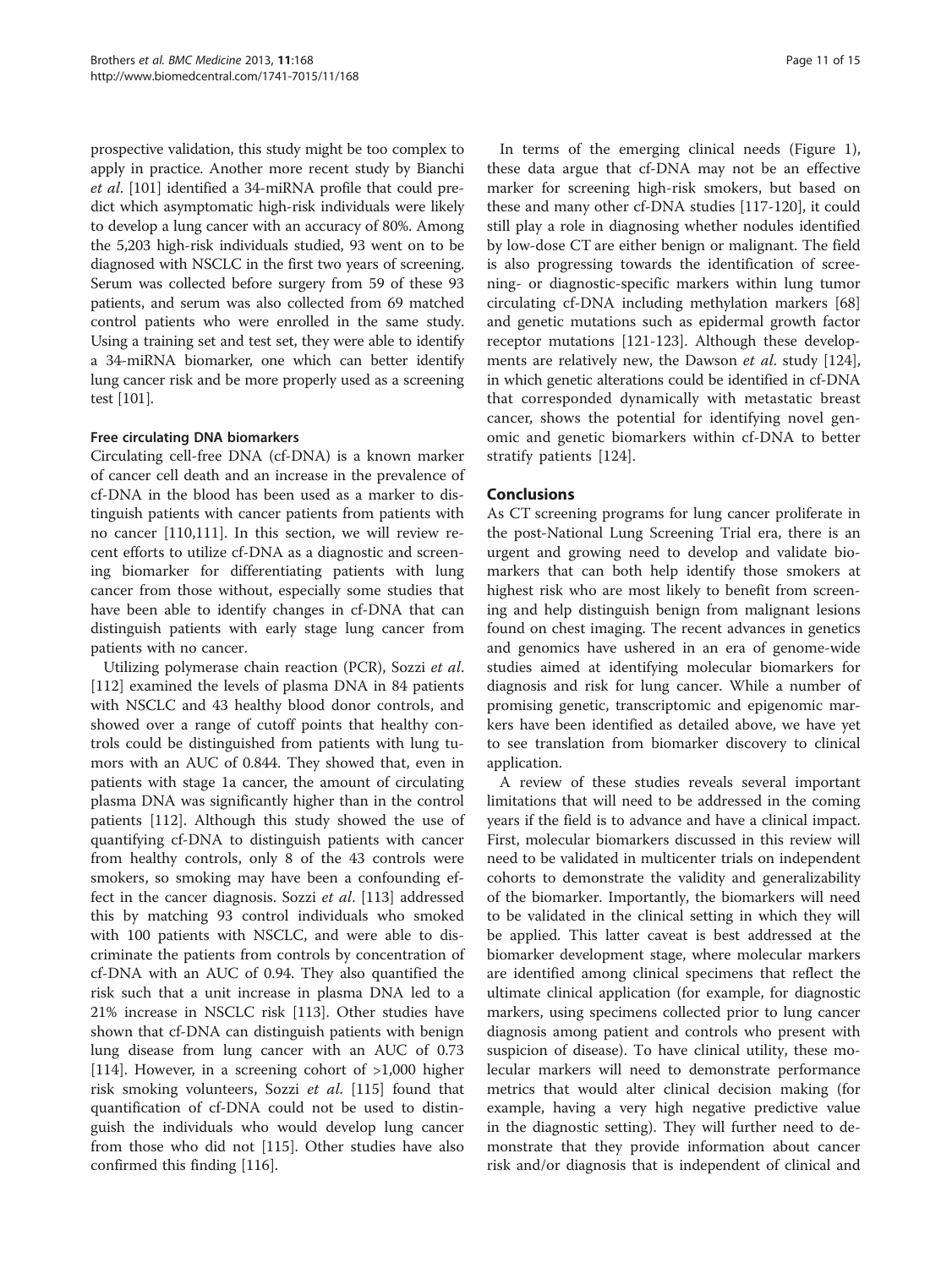prospective validation, this study might be too complex to apply in practice. Another more recent study by Bianchi *et al.* [101] identified a 34-miRNA profile that could predict which asymptomatic high-risk individuals were likely to develop a lung cancer with an accuracy of 80%. Among the 5,203 high-risk individuals studied, 93 went on to be diagnosed with NSCLC in the first two years of screening. Serum was collected before surgery from 59 of these 93 patients, and serum was also collected from 69 matched control patients who were enrolled in the same study. Using a training set and test set, they were able to identify a 34-miRNA biomarker, one which can better identify lung cancer risk and be more properly used as a screening test [101].

#### Free circulating DNA biomarkers

Circulating cell-free DNA (cf-DNA) is a known marker of cancer cell death and an increase in the prevalence of cf-DNA in the blood has been used as a marker to distinguish patients with cancer patients from patients with no cancer [110,111]. In this section, we will review recent efforts to utilize cf-DNA as a diagnostic and screening biomarker for differentiating patients with lung cancer from those without, especially some studies that have been able to identify changes in cf-DNA that can distinguish patients with early stage lung cancer from patients with no cancer.

Utilizing polymerase chain reaction (PCR), Sozzi *et al.* [112] examined the levels of plasma DNA in 84 patients with NSCLC and 43 healthy blood donor controls, and showed over a range of cutoff points that healthy controls could be distinguished from patients with lung tumors with an AUC of 0.844. They showed that, even in patients with stage 1a cancer, the amount of circulating plasma DNA was significantly higher than in the control patients [112]. Although this study showed the use of quantifying cf-DNA to distinguish patients with cancer from healthy controls, only 8 of the 43 controls were smokers, so smoking may have been a confounding effect in the cancer diagnosis. Sozzi *et al.* [113] addressed this by matching 93 control individuals who smoked with 100 patients with NSCLC, and were able to discriminate the patients from controls by concentration of cf-DNA with an AUC of 0.94. They also quantified the risk such that a unit increase in plasma DNA led to a 21% increase in NSCLC risk [113]. Other studies have shown that cf-DNA can distinguish patients with benign lung disease from lung cancer with an AUC of 0.73 [114]. However, in a screening cohort of >1,000 higher risk smoking volunteers, Sozzi *et al.* [115] found that quantification of cf-DNA could not be used to distinguish the individuals who would develop lung cancer from those who did not [115]. Other studies have also confirmed this finding [116].

In terms of the emerging clinical needs (Figure 1), these data argue that cf-DNA may not be an effective marker for screening high-risk smokers, but based on these and many other cf-DNA studies [117-120], it could still play a role in diagnosing whether nodules identified by low-dose CT are either benign or malignant. The field is also progressing towards the identification of screening- or diagnostic-specific markers within lung tumor circulating cf-DNA including methylation markers [68] and genetic mutations such as epidermal growth factor receptor mutations [121-123]. Although these developments are relatively new, the Dawson *et al.* study [124], in which genetic alterations could be identified in cf-DNA that corresponded dynamically with metastatic breast cancer, shows the potential for identifying novel genomic and genetic biomarkers within cf-DNA to better stratify patients [124].

## Conclusions

As CT screening programs for lung cancer proliferate in the post-National Lung Screening Trial era, there is an urgent and growing need to develop and validate biomarkers that can both help identify those smokers at highest risk who are most likely to benefit from screening and help distinguish benign from malignant lesions found on chest imaging. The recent advances in genetics and genomics have ushered in an era of genome-wide studies aimed at identifying molecular biomarkers for diagnosis and risk for lung cancer. While a number of promising genetic, transcriptomic and epigenomic markers have been identified as detailed above, we have yet to see translation from biomarker discovery to clinical application.

A review of these studies reveals several important limitations that will need to be addressed in the coming years if the field is to advance and have a clinical impact. First, molecular biomarkers discussed in this review will need to be validated in multicenter trials on independent cohorts to demonstrate the validity and generalizability of the biomarker. Importantly, the biomarkers will need to be validated in the clinical setting in which they will be applied. This latter caveat is best addressed at the biomarker development stage, where molecular markers are identified among clinical specimens that reflect the ultimate clinical application (for example, for diagnostic markers, using specimens collected prior to lung cancer diagnosis among patient and controls who present with suspicion of disease). To have clinical utility, these molecular markers will need to demonstrate performance metrics that would alter clinical decision making (for example, having a very high negative predictive value in the diagnostic setting). They will further need to demonstrate that they provide information about cancer risk and/or diagnosis that is independent of clinical and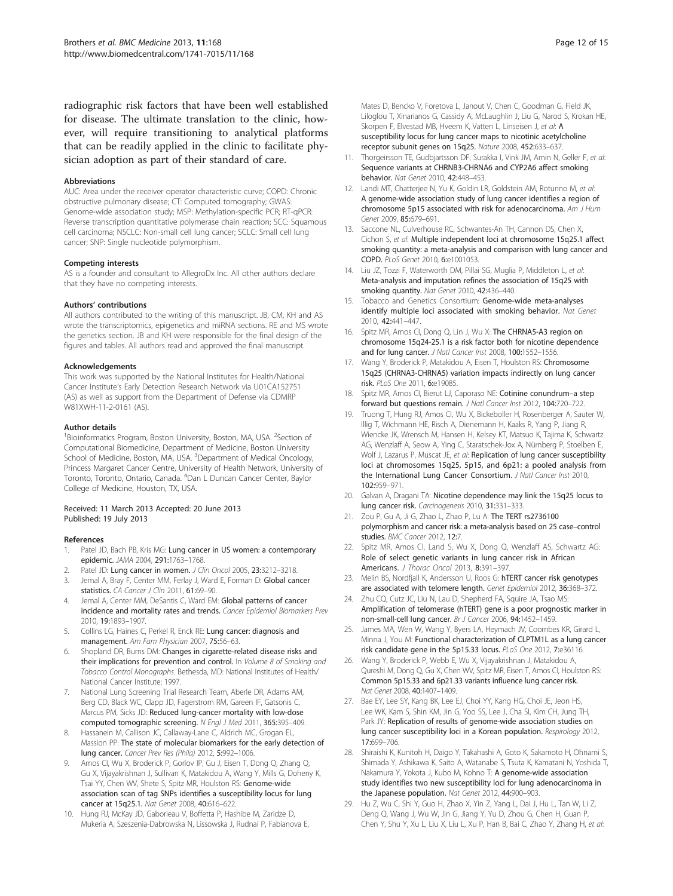radiographic risk factors that have been well established for disease. The ultimate translation to the clinic, however, will require transitioning to analytical platforms that can be readily applied in the clinic to facilitate physician adoption as part of their standard of care.

#### Abbreviations

AUC: Area under the receiver operator characteristic curve; COPD: Chronic obstructive pulmonary disease; CT: Computed tomography; GWAS: Genome-wide association study; MSP: Methylation-specific PCR; RT-qPCR: Reverse transcription quantitative polymerase chain reaction; SCC: Squamous cell carcinoma; NSCLC: Non-small cell lung cancer; SCLC: Small cell lung cancer; SNP: Single nucleotide polymorphism.

#### Competing interests

AS is a founder and consultant to AllegroDx Inc. All other authors declare that they have no competing interests.

#### Authors' contributions

All authors contributed to the writing of this manuscript. JB, CM, KH and AS wrote the transcriptomics, epigenetics and miRNA sections. RE and MS wrote the genetics section. JB and KH were responsible for the final design of the figures and tables. All authors read and approved the final manuscript.

#### Acknowledgements

This work was supported by the National Institutes for Health/National Cancer Institute's Early Detection Research Network via U01CA152751 (AS) as well as support from the Department of Defense via CDMRP W81XWH-11-2-0161 (AS).

#### Author details

[1]Bioinformatics Program, Boston University, Boston, MA, USA. [2]Section of Computational Biomedicine, Department of Medicine, Boston University School of Medicine, Boston, MA, USA. [3]Department of Medical Oncology, Princess Margaret Cancer Centre, University of Health Network, University of Toronto, Toronto, Ontario, Canada. [4]Dan L Duncan Cancer Center, Baylor College of Medicine, Houston, TX, USA.

Received: 11 March 2013 Accepted: 20 June 2013
Published: 19 July 2013

#### References

1. Patel JD, Bach PB, Kris MG: **Lung cancer in US women: a contemporary epidemic.** *JAMA* 2004, **291:**1763–1768.
2. Patel JD: **Lung cancer in women.** *J Clin Oncol* 2005, **23:**3212–3218.
3. Jemal A, Bray F, Center MM, Ferlay J, Ward E, Forman D: **Global cancer statistics.** *CA Cancer J Clin* 2011, **61:**69–90.
4. Jemal A, Center MM, DeSantis C, Ward EM: **Global patterns of cancer incidence and mortality rates and trends.** *Cancer Epidemiol Biomarkers Prev* 2010, **19:**1893–1907.
5. Collins LG, Haines C, Perkel R, Enck RE: **Lung cancer: diagnosis and management.** *Am Fam Physician* 2007, **75:**56–63.
6. Shopland DR, Burns DM: **Changes in cigarette-related disease risks and their implications for prevention and control.** In *Volume 8 of Smoking and Tobacco Control Monographs.* Bethesda, MD: National Institutes of Health/ National Cancer Institute; 1997.
7. National Lung Screening Trial Research Team, Aberle DR, Adams AM, Berg CD, Black WC, Clapp JD, Fagerstrom RM, Gareen IF, Gatsonis C, Marcus PM, Sicks JD: **Reduced lung-cancer mortality with low-dose computed tomographic screening.** *N Engl J Med* 2011, **365:**395–409.
8. Hassanein M, Callison JC, Callaway-Lane C, Aldrich MC, Grogan EL, Massion PP: **The state of molecular biomarkers for the early detection of lung cancer.** *Cancer Prev Res (Phila)* 2012, **5:**992–1006.
9. Amos CI, Wu X, Broderick P, Gorlov IP, Gu J, Eisen T, Dong Q, Zhang Q, Gu X, Vijayakrishnan J, Sullivan K, Matakidou A, Wang Y, Mills G, Doheny K, Tsai YY, Chen WV, Shete S, Spitz MR, Houlston RS: **Genome-wide association scan of tag SNPs identifies a susceptibility locus for lung cancer at 15q25.1.** *Nat Genet* 2008, **40:**616–622.
10. Hung RJ, McKay JD, Gaborieau V, Boffetta P, Hashibe M, Zaridze D, Mukeria A, Szeszenia-Dabrowska N, Lissowska J, Rudnai P, Fabianova E, Mates D, Bencko V, Foretova L, Janout V, Chen C, Goodman G, Field JK, Liloglou T, Xinarianos G, Cassidy A, McLaughlin J, Liu G, Narod S, Krokan HE, Skorpen F, Elvestad MB, Hveem K, Vatten L, Linseisen J, *et al*: **A susceptibility locus for lung cancer maps to nicotinic acetylcholine receptor subunit genes on 15q25.** *Nature* 2008, **452:**633–637.
11. Thorgeirsson TE, Gudbjartsson DF, Surakka I, Vink JM, Amin N, Geller F, *et al*: **Sequence variants at CHRNB3-CHRNA6 and CYP2A6 affect smoking behavior.** *Nat Genet* 2010, **42:**448–453.
12. Landi MT, Chatterjee N, Yu K, Goldin LR, Goldstein AM, Rotunno M, *et al*: **A genome-wide association study of lung cancer identifies a region of chromosome 5p15 associated with risk for adenocarcinoma.** *Am J Hum Genet* 2009, **85:**679–691.
13. Saccone NL, Culverhouse RC, Schwantes-An TH, Cannon DS, Chen X, Cichon S, *et al*: **Multiple independent loci at chromosome 15q25.1 affect smoking quantity: a meta-analysis and comparison with lung cancer and COPD.** *PLoS Genet* 2010, **6:**e1001053.
14. Liu JZ, Tozzi F, Waterworth DM, Pillai SG, Muglia P, Middleton L, *et al*: **Meta-analysis and imputation refines the association of 15q25 with smoking quantity.** *Nat Genet* 2010, **42:**436–440.
15. Tobacco and Genetics Consortium: **Genome-wide meta-analyses identify multiple loci associated with smoking behavior.** *Nat Genet* 2010, **42:**441–447.
16. Spitz MR, Amos CI, Dong Q, Lin J, Wu X: **The CHRNA5-A3 region on chromosome 15q24-25.1 is a risk factor both for nicotine dependence and for lung cancer.** *J Natl Cancer Inst* 2008, **100:**1552–1556.
17. Wang Y, Broderick P, Matakidou A, Eisen T, Houlston RS: **Chromosome 15q25 (CHRNA3-CHRNA5) variation impacts indirectly on lung cancer risk.** *PLoS One* 2011, **6:**e19085.
18. Spitz MR, Amos CI, Bierut LJ, Caporaso NE: **Cotinine conundrum–a step forward but questions remain.** *J Natl Cancer Inst* 2012, **104:**720–722.
19. Truong T, Hung RJ, Amos CI, Wu X, Bickeboller H, Rosenberger A, Sauter W, Illig T, Wichmann HE, Risch A, Dienemann H, Kaaks R, Yang P, Jiang R, Wiencke JK, Wrensch M, Hansen H, Kelsey KT, Matsuo K, Tajima K, Schwartz AG, Wenzlaff A, Seow A, Ying C, Staratschek-Jox A, Nürnberg P, Stoelben E, Wolf J, Lazarus P, Muscat JE, *et al*: **Replication of lung cancer susceptibility loci at chromosomes 15q25, 5p15, and 6p21: a pooled analysis from the International Lung Cancer Consortium.** *J Natl Cancer Inst* 2010, **102:**959–971.
20. Galvan A, Dragani TA: **Nicotine dependence may link the 15q25 locus to lung cancer risk.** *Carcinogenesis* 2010, **31:**331–333.
21. Zou P, Gu A, Ji G, Zhao L, Zhao P, Lu A: **The TERT rs2736100 polymorphism and cancer risk: a meta-analysis based on 25 case–control studies.** *BMC Cancer* 2012, **12:**7.
22. Spitz MR, Amos CI, Land S, Wu X, Dong Q, Wenzlaff AS, Schwartz AG: **Role of select genetic variants in lung cancer risk in African Americans.** *J Thorac Oncol* 2013, **8:**391–397.
23. Melin BS, Nordfjall K, Andersson U, Roos G: **hTERT cancer risk genotypes are associated with telomere length.** *Genet Epidemiol* 2012, **36:**368–372.
24. Zhu CQ, Cutz JC, Liu N, Lau D, Shepherd FA, Squire JA, Tsao MS: **Amplification of telomerase (hTERT) gene is a poor prognostic marker in non-small-cell lung cancer.** *Br J Cancer* 2006, **94:**1452–1459.
25. James MA, Wen W, Wang Y, Byers LA, Heymach JV, Coombes KR, Girard L, Minna J, You M: **Functional characterization of CLPTM1L as a lung cancer risk candidate gene in the 5p15.33 locus.** *PLoS One* 2012, **7:**e36116.
26. Wang Y, Broderick P, Webb E, Wu X, Vijayakrishnan J, Matakidou A, Qureshi M, Dong Q, Gu X, Chen WV, Spitz MR, Eisen T, Amos CI, Houlston RS: **Common 5p15.33 and 6p21.33 variants influence lung cancer risk.** *Nat Genet* 2008, **40:**1407–1409.
27. Bae EY, Lee SY, Kang BK, Lee EJ, Choi YY, Kang HG, Choi JE, Jeon HS, Lee WK, Kam S, Shin KM, Jin G, Yoo SS, Lee J, Cha SI, Kim CH, Jung TH, Park JY: **Replication of results of genome-wide association studies on lung cancer susceptibility loci in a Korean population.** *Respirology* 2012, **17:**699–706.
28. Shiraishi K, Kunitoh H, Daigo Y, Takahashi A, Goto K, Sakamoto H, Ohnami S, Shimada Y, Ashikawa K, Saito A, Watanabe S, Tsuta K, Kamatani N, Yoshida T, Nakamura Y, Yokota J, Kubo M, Kohno T: **A genome-wide association study identifies two new susceptibility loci for lung adenocarcinoma in the Japanese population.** *Nat Genet* 2012, **44:**900–903.
29. Hu Z, Wu C, Shi Y, Guo H, Zhao X, Yin Z, Yang L, Dai J, Hu L, Tan W, Li Z, Deng Q, Wang J, Wu W, Jin G, Jiang Y, Yu D, Zhou G, Chen H, Guan P, Chen Y, Shu Y, Xu L, Liu X, Liu L, Xu P, Han B, Bai C, Zhao Y, Zhang H, *et al*: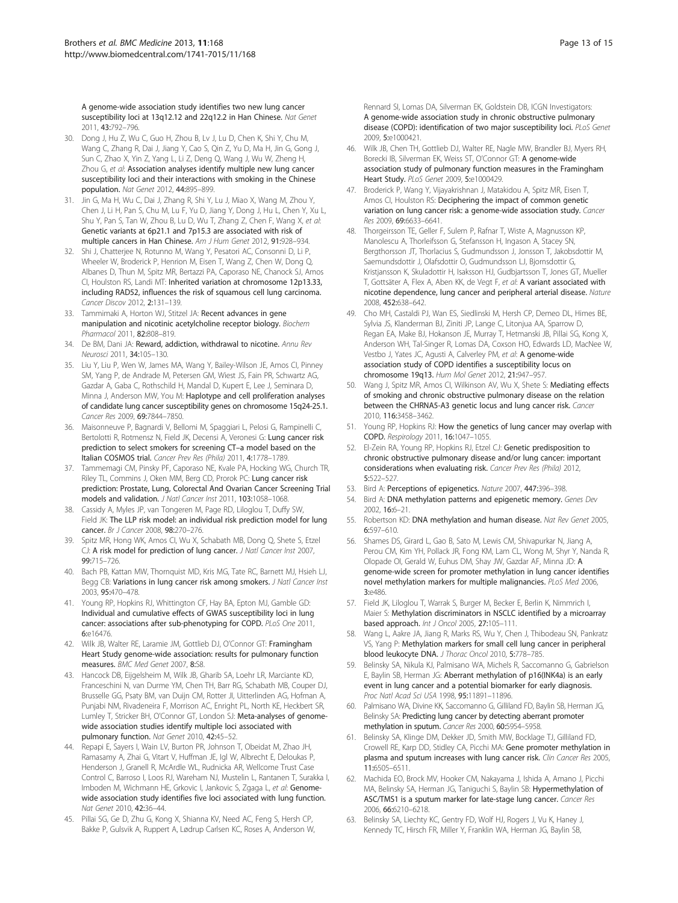A genome-wide association study identifies two new lung cancer susceptibility loci at 13q12.12 and 22q12.2 in Han Chinese. *Nat Genet* 2011, 43:792–796.

30. Dong J, Hu Z, Wu C, Guo H, Zhou B, Lv J, Lu D, Chen K, Shi Y, Chu M, Wang C, Zhang R, Dai J, Jiang Y, Cao S, Qin Z, Yu D, Ma H, Jin G, Gong J, Sun C, Zhao X, Yin Z, Yang L, Li Z, Deng Q, Wang J, Wu W, Zheng H, Zhou G, *et al*: Association analyses identify multiple new lung cancer susceptibility loci and their interactions with smoking in the Chinese population. *Nat Genet* 2012, 44:895–899.
31. Jin G, Ma H, Wu C, Dai J, Zhang R, Shi Y, Lu J, Miao X, Wang M, Zhou Y, Chen J, Li H, Pan S, Chu M, Lu F, Yu D, Jiang Y, Dong J, Hu L, Chen Y, Xu L, Shu Y, Pan S, Tan W, Zhou B, Lu D, Wu T, Zhang Z, Chen F, Wang X, *et al*: Genetic variants at 6p21.1 and 7p15.3 are associated with risk of multiple cancers in Han Chinese. *Am J Hum Genet* 2012, 91:928–934.
32. Shi J, Chatterjee N, Rotunno M, Wang Y, Pesatori AC, Consonni D, Li P, Wheeler W, Broderick P, Henrion M, Eisen T, Wang Z, Chen W, Dong Q, Albanes D, Thun M, Spitz MR, Bertazzi PA, Caporaso NE, Chanock SJ, Amos CI, Houlston RS, Landi MT: Inherited variation at chromosome 12p13.33, including RAD52, influences the risk of squamous cell lung carcinoma. *Cancer Discov* 2012, 2:131–139.
33. Tammimaki A, Horton WJ, Stitzel JA: Recent advances in gene manipulation and nicotinic acetylcholine receptor biology. *Biochem Pharmacol* 2011, 82:808–819.
34. De BM, Dani JA: Reward, addiction, withdrawal to nicotine. *Annu Rev Neurosci* 2011, 34:105–130.
35. Liu Y, Liu P, Wen W, James MA, Wang Y, Bailey-Wilson JE, Amos CI, Pinney SM, Yang P, de Andrade M, Petersen GM, Wiest JS, Fain PR, Schwartz AG, Gazdar A, Gaba C, Rothschild H, Mandal D, Kupert E, Lee J, Seminara D, Minna J, Anderson MW, You M: Haplotype and cell proliferation analyses of candidate lung cancer susceptibility genes on chromosome 15q24-25.1. *Cancer Res* 2009, 69:7844–7850.
36. Maisonneuve P, Bagnardi V, Bellomi M, Spaggiari L, Pelosi G, Rampinelli C, Bertolotti R, Rotmensz N, Field JK, Decensi A, Veronesi G: Lung cancer risk prediction to select smokers for screening CT–a model based on the Italian COSMOS trial. *Cancer Prev Res (Phila)* 2011, 4:1778–1789.
37. Tammemagi CM, Pinsky PF, Caporaso NE, Kvale PA, Hocking WG, Church TR, Riley TL, Commins J, Oken MM, Berg CD, Prorok PC: Lung cancer risk prediction: Prostate, Lung, Colorectal And Ovarian Cancer Screening Trial models and validation. *J Natl Cancer Inst* 2011, 103:1058–1068.
38. Cassidy A, Myles JP, van Tongeren M, Page RD, Liloglou T, Duffy SW, Field JK: The LLP risk model: an individual risk prediction model for lung cancer. *Br J Cancer* 2008, 98:270–276.
39. Spitz MR, Hong WK, Amos CI, Wu X, Schabath MB, Dong Q, Shete S, Etzel CJ: A risk model for prediction of lung cancer. *J Natl Cancer Inst* 2007, 99:715–726.
40. Bach PB, Kattan MW, Thornquist MD, Kris MG, Tate RC, Barnett MJ, Hsieh LJ, Begg CB: Variations in lung cancer risk among smokers. *J Natl Cancer Inst* 2003, 95:470–478.
41. Young RP, Hopkins RJ, Whittington CF, Hay BA, Epton MJ, Gamble GD: Individual and cumulative effects of GWAS susceptibility loci in lung cancer: associations after sub-phenotyping for COPD. *PLoS One* 2011, 6:e16476.
42. Wilk JB, Walter RE, Laramie JM, Gottlieb DJ, O'Connor GT: Framingham Heart Study genome-wide association: results for pulmonary function measures. *BMC Med Genet* 2007, 8:S8.
43. Hancock DB, Eijgelsheim M, Wilk JB, Gharib SA, Loehr LR, Marciante KD, Franceschini N, van Durme YM, Chen TH, Barr RG, Schabath MB, Couper DJ, Brusselle GG, Psaty BM, van Duijn CM, Rotter JI, Uitterlinden AG, Hofman A, Punjabi NM, Rivadeneira F, Morrison AC, Enright PL, North KE, Heckbert SR, Lumley T, Stricker BH, O'Connor GT, London SJ: Meta-analyses of genome-wide association studies identify multiple loci associated with pulmonary function. *Nat Genet* 2010, 42:45–52.
44. Repapi E, Sayers I, Wain LV, Burton PR, Johnson T, Obeidat M, Zhao JH, Ramasamy A, Zhai G, Vitart V, Huffman JE, Igl W, Albrecht E, Deloukas P, Henderson J, Granell R, McArdle WL, Rudnicka AR, Wellcome Trust Case Control C, Barroso I, Loos RJ, Wareham NJ, Mustelin L, Rantanen T, Surakka I, Imboden M, Wichmann HE, Grkovic I, Jankovic S, Zgaga L, *et al*: Genome-wide association study identifies five loci associated with lung function. *Nat Genet* 2010, 42:36–44.
45. Pillai SG, Ge D, Zhu G, Kong X, Shianna KV, Need AC, Feng S, Hersh CP, Bakke P, Gulsvik A, Ruppert A, Lødrup Carlsen KC, Roses A, Anderson W, Rennard SI, Lomas DA, Silverman EK, Goldstein DB, ICGN Investigators: A genome-wide association study in chronic obstructive pulmonary disease (COPD): identification of two major susceptibility loci. *PLoS Genet* 2009, 5:e1000421.
46. Wilk JB, Chen TH, Gottlieb DJ, Walter RE, Nagle MW, Brandler BJ, Myers RH, Borecki IB, Silverman EK, Weiss ST, O'Connor GT: A genome-wide association study of pulmonary function measures in the Framingham Heart Study. *PLoS Genet* 2009, 5:e1000429.
47. Broderick P, Wang Y, Vijayakrishnan J, Matakidou A, Spitz MR, Eisen T, Amos CI, Houlston RS: Deciphering the impact of common genetic variation on lung cancer risk: a genome-wide association study. *Cancer Res* 2009, 69:6633–6641.
48. Thorgeirsson TE, Geller F, Sulem P, Rafnar T, Wiste A, Magnusson KP, Manolescu A, Thorleifsson G, Stefansson H, Ingason A, Stacey SN, Bergthorsson JT, Thorlacius S, Gudmundsson J, Jonsson T, Jakobsdottir M, Saemundsdottir J, Olafsdottir O, Gudmundsson LJ, Bjornsdottir G, Kristjansson K, Skuladottir H, Isaksson HJ, Gudbjartsson T, Jones GT, Mueller T, Gottsäter A, Flex A, Aben KK, de Vegt F, *et al*: A variant associated with nicotine dependence, lung cancer and peripheral arterial disease. *Nature* 2008, 452:638–642.
49. Cho MH, Castaldi PJ, Wan ES, Siedlinski M, Hersh CP, Demeo DL, Himes BE, Sylvia JS, Klanderman BJ, Ziniti JP, Lange C, Litonjua AA, Sparrow D, Regan EA, Make BJ, Hokanson JE, Murray T, Hetmanski JB, Pillai SG, Kong X, Anderson WH, Tal-Singer R, Lomas DA, Coxson HO, Edwards LD, MacNee W, Vestbo J, Yates JC, Agusti A, Calverley PM, *et al*: A genome-wide association study of COPD identifies a susceptibility locus on chromosome 19q13. *Hum Mol Genet* 2012, 21:947–957.
50. Wang J, Spitz MR, Amos CI, Wilkinson AV, Wu X, Shete S: Mediating effects of smoking and chronic obstructive pulmonary disease on the relation between the CHRNA5-A3 genetic locus and lung cancer risk. *Cancer* 2010, 116:3458–3462.
51. Young RP, Hopkins RJ: How the genetics of lung cancer may overlap with COPD. *Respirology* 2011, 16:1047–1055.
52. El-Zein RA, Young RP, Hopkins RJ, Etzel CJ: Genetic predisposition to chronic obstructive pulmonary disease and/or lung cancer: important considerations when evaluating risk. *Cancer Prev Res (Phila)* 2012, 5:522–527.
53. Bird A: Perceptions of epigenetics. *Nature* 2007, 447:396–398.
54. Bird A: DNA methylation patterns and epigenetic memory. *Genes Dev* 2002, 16:6–21.
55. Robertson KD: DNA methylation and human disease. *Nat Rev Genet* 2005, 6:597–610.
56. Shames DS, Girard L, Gao B, Sato M, Lewis CM, Shivapurkar N, Jiang A, Perou CM, Kim YH, Pollack JR, Fong KM, Lam CL, Wong M, Shyr Y, Nanda R, Olopade OI, Gerald W, Euhus DM, Shay JW, Gazdar AF, Minna JD: A genome-wide screen for promoter methylation in lung cancer identifies novel methylation markers for multiple malignancies. *PLoS Med* 2006, 3:e486.
57. Field JK, Liloglou T, Warrak S, Burger M, Becker E, Berlin K, Nimmrich I, Maier S: Methylation discriminators in NSCLC identified by a microarray based approach. *Int J Oncol* 2005, 27:105–111.
58. Wang L, Aakre JA, Jiang R, Marks RS, Wu Y, Chen J, Thibodeau SN, Pankratz VS, Yang P: Methylation markers for small cell lung cancer in peripheral blood leukocyte DNA. *J Thorac Oncol* 2010, 5:778–785.
59. Belinsky SA, Nikula KJ, Palmisano WA, Michels R, Saccomanno G, Gabrielson E, Baylin SB, Herman JG: Aberrant methylation of p16(INK4a) is an early event in lung cancer and a potential biomarker for early diagnosis. *Proc Natl Acad Sci USA* 1998, 95:11891–11896.
60. Palmisano WA, Divine KK, Saccomanno G, Gilliland FD, Baylin SB, Herman JG, Belinsky SA: Predicting lung cancer by detecting aberrant promoter methylation in sputum. *Cancer Res* 2000, 60:5954–5958.
61. Belinsky SA, Klinge DM, Dekker JD, Smith MW, Bocklage TJ, Gilliland FD, Crowell RE, Karp DD, Stidley CA, Picchi MA: Gene promoter methylation in plasma and sputum increases with lung cancer risk. *Clin Cancer Res* 2005, 11:6505–6511.
62. Machida EO, Brock MV, Hooker CM, Nakayama J, Ishida A, Amano J, Picchi MA, Belinsky SA, Herman JG, Taniguchi S, Baylin SB: Hypermethylation of ASC/TMS1 is a sputum marker for late-stage lung cancer. *Cancer Res* 2006, 66:6210–6218.
63. Belinsky SA, Liechty KC, Gentry FD, Wolf HJ, Rogers J, Vu K, Haney J, Kennedy TC, Hirsch FR, Miller Y, Franklin WA, Herman JG, Baylin SB,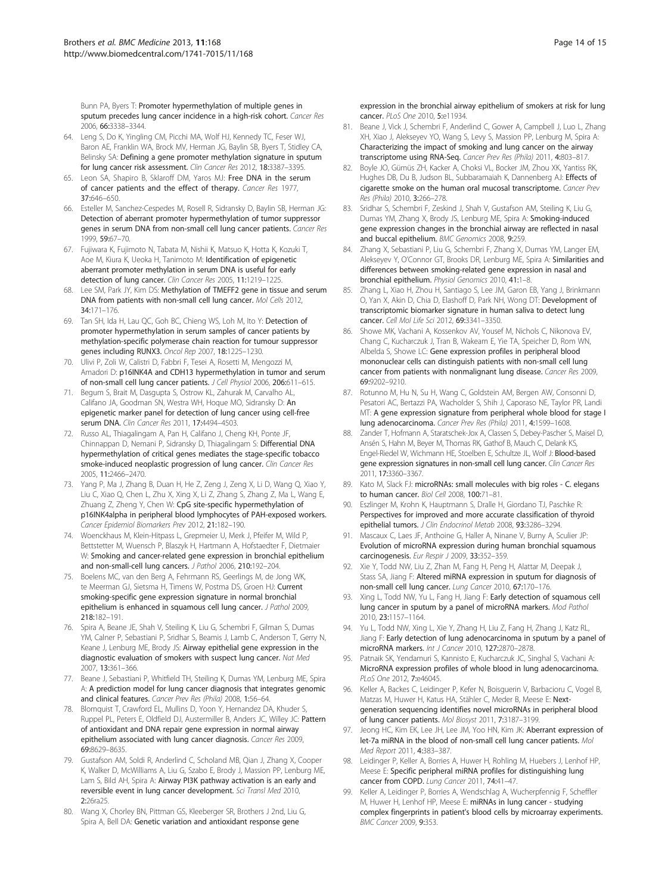Bunn PA, Byers T: **Promoter hypermethylation of multiple genes in sputum precedes lung cancer incidence in a high-risk cohort.** *Cancer Res* 2006, **66**:3338–3344.

64. Leng S, Do K, Yingling CM, Picchi MA, Wolf HJ, Kennedy TC, Feser WJ, Baron AE, Franklin WA, Brock MV, Herman JG, Baylin SB, Byers T, Stidley CA, Belinsky SA: **Defining a gene promoter methylation signature in sputum for lung cancer risk assessment.** *Clin Cancer Res* 2012, **18**:3387–3395.
65. Leon SA, Shapiro B, Sklaroff DM, Yaros MJ: **Free DNA in the serum of cancer patients and the effect of therapy.** *Cancer Res* 1977, **37**:646–650.
66. Esteller M, Sanchez-Cespedes M, Rosell R, Sidransky D, Baylin SB, Herman JG: **Detection of aberrant promoter hypermethylation of tumor suppressor genes in serum DNA from non-small cell lung cancer patients.** *Cancer Res* 1999, **59**:67–70.
67. Fujiwara K, Fujimoto N, Tabata M, Nishii K, Matsuo K, Hotta K, Kozuki T, Aoe M, Kiura K, Ueoka H, Tanimoto M: **Identification of epigenetic aberrant promoter methylation in serum DNA is useful for early detection of lung cancer.** *Clin Cancer Res* 2005, **11**:1219–1225.
68. Lee SM, Park JY, Kim DS: **Methylation of TMEFF2 gene in tissue and serum DNA from patients with non-small cell lung cancer.** *Mol Cells* 2012, **34**:171–176.
69. Tan SH, Ida H, Lau QC, Goh BC, Chieng WS, Loh M, Ito Y: **Detection of promoter hypermethylation in serum samples of cancer patients by methylation-specific polymerase chain reaction for tumour suppressor genes including RUNX3.** *Oncol Rep* 2007, **18**:1225–1230.
70. Ulivi P, Zoli W, Calistri D, Fabbri F, Tesei A, Rosetti M, Mengozzi M, Amadori D: **p16INK4A and CDH13 hypermethylation in tumor and serum of non-small cell lung cancer patients.** *J Cell Physiol* 2006, **206**:611–615.
71. Begum S, Brait M, Dasgupta S, Ostrow KL, Zahurak M, Carvalho AL, Califano JA, Goodman SN, Westra WH, Hoque MO, Sidransky D: **An epigenetic marker panel for detection of lung cancer using cell-free serum DNA.** *Clin Cancer Res* 2011, **17**:4494–4503.
72. Russo AL, Thiagalingam A, Pan H, Califano J, Cheng KH, Ponte JF, Chinnappan D, Nemani P, Sidransky D, Thiagalingam S: **Differential DNA hypermethylation of critical genes mediates the stage-specific tobacco smoke-induced neoplastic progression of lung cancer.** *Clin Cancer Res* 2005, **11**:2466–2470.
73. Yang P, Ma J, Zhang B, Duan H, He Z, Zeng J, Zeng X, Li D, Wang Q, Xiao Y, Liu C, Xiao Q, Chen L, Zhu X, Xing X, Li Z, Zhang S, Zhang Z, Ma L, Wang E, Zhuang Z, Zheng Y, Chen W: **CpG site-specific hypermethylation of p16INK4alpha in peripheral blood lymphocytes of PAH-exposed workers.** *Cancer Epidemiol Biomarkers Prev* 2012, **21**:182–190.
74. Woenckhaus M, Klein-Hitpass L, Grepmeier U, Merk J, Pfeifer M, Wild P, Bettstetter M, Wuensch P, Blaszyk H, Hartmann A, Hofstaedter F, Dietmaier W: **Smoking and cancer-related gene expression in bronchial epithelium and non-small-cell lung cancers.** *J Pathol* 2006, **210**:192–204.
75. Boelens MC, van den Berg A, Fehrmann RS, Geerlings M, de Jong WK, te Meerman GJ, Sietsma H, Timens W, Postma DS, Groen HJ: **Current smoking-specific gene expression signature in normal bronchial epithelium is enhanced in squamous cell lung cancer.** *J Pathol* 2009, **218**:182–191.
76. Spira A, Beane JE, Shah V, Steiling K, Liu G, Schembri F, Gilman S, Dumas YM, Calner P, Sebastiani P, Sridhar S, Beamis J, Lamb C, Anderson T, Gerry N, Keane J, Lenburg ME, Brody JS: **Airway epithelial gene expression in the diagnostic evaluation of smokers with suspect lung cancer.** *Nat Med* 2007, **13**:361–366.
77. Beane J, Sebastiani P, Whitfield TH, Steiling K, Dumas YM, Lenburg ME, Spira A: **A prediction model for lung cancer diagnosis that integrates genomic and clinical features.** *Cancer Prev Res (Phila)* 2008, **1**:56–64.
78. Blomquist T, Crawford EL, Mullins D, Yoon Y, Hernandez DA, Khuder S, Ruppel PL, Peters E, Oldfield DJ, Austermiller B, Anders JC, Willey JC: **Pattern of antioxidant and DNA repair gene expression in normal airway epithelium associated with lung cancer diagnosis.** *Cancer Res* 2009, **69**:8629–8635.
79. Gustafson AM, Soldi R, Anderlind C, Scholand MB, Qian J, Zhang X, Cooper K, Walker D, McWilliams A, Liu G, Szabo E, Brody J, Massion PP, Lenburg ME, Lam S, Bild AH, Spira A: **Airway PI3K pathway activation is an early and reversible event in lung cancer development.** *Sci Transl Med* 2010, **2**:26ra25.
80. Wang X, Chorley BN, Pittman GS, Kleeberger SR, Brothers J 2nd, Liu G, Spira A, Bell DA: **Genetic variation and antioxidant response gene expression in the bronchial airway epithelium of smokers at risk for lung cancer.** *PLoS One* 2010, **5**:e11934.
81. Beane J, Vick J, Schembri F, Anderlind C, Gower A, Campbell J, Luo L, Zhang XH, Xiao J, Alekseyev YO, Wang S, Levy S, Massion PP, Lenburg M, Spira A: **Characterizing the impact of smoking and lung cancer on the airway transcriptome using RNA-Seq.** *Cancer Prev Res (Phila)* 2011, **4**:803–817.
82. Boyle JO, Gümüs ZH, Kacker A, Choksi VL, Bocker JM, Zhou XK, Yantiss RK, Hughes DB, Du B, Judson BL, Subbaramaiah K, Dannenberg AJ: **Effects of cigarette smoke on the human oral mucosal transcriptome.** *Cancer Prev Res (Phila)* 2010, **3**:266–278.
83. Sridhar S, Schembri F, Zeskind J, Shah V, Gustafson AM, Steiling K, Liu G, Dumas YM, Zhang X, Brody JS, Lenburg ME, Spira A: **Smoking-induced gene expression changes in the bronchial airway are reflected in nasal and buccal epithelium.** *BMC Genomics* 2008, **9**:259.
84. Zhang X, Sebastiani P, Liu G, Schembri F, Zhang X, Dumas YM, Langer EM, Alekseyev Y, O'Connor GT, Brooks DR, Lenburg ME, Spira A: **Similarities and differences between smoking-related gene expression in nasal and bronchial epithelium.** *Physiol Genomics* 2010, **41**:1–8.
85. Zhang L, Xiao H, Zhou H, Santiago S, Lee JM, Garon EB, Yang J, Brinkmann O, Yan X, Akin D, Chia D, Elashoff D, Park NH, Wong DT: **Development of transcriptomic biomarker signature in human saliva to detect lung cancer.** *Cell Mol Life Sci* 2012, **69**:3341–3350.
86. Showe MK, Vachani A, Kossenkov AV, Yousef M, Nichols C, Nikonova EV, Chang C, Kucharczuk J, Tran B, Wakeam E, Yie TA, Speicher D, Rom WN, Albelda S, Showe LC: **Gene expression profiles in peripheral blood mononuclear cells can distinguish patients with non-small cell lung cancer from patients with nonmalignant lung disease.** *Cancer Res* 2009, **69**:9202–9210.
87. Rotunno M, Hu N, Su H, Wang C, Goldstein AM, Bergen AW, Consonni D, Pesatori AC, Bertazzi PA, Wacholder S, Shih J, Caporaso NE, Taylor PR, Landi MT: **A gene expression signature from peripheral whole blood for stage I lung adenocarcinoma.** *Cancer Prev Res (Phila)* 2011, **4**:1599–1608.
88. Zander T, Hofmann A, Staratschek-Jox A, Classen S, Debey-Pascher S, Maisel D, Ansén S, Hahn M, Beyer M, Thomas RK, Gathof B, Mauch C, Delank KS, Engel-Riedel W, Wichmann HE, Stoelben E, Schultze JL, Wolf J: **Blood-based gene expression signatures in non-small cell lung cancer.** *Clin Cancer Res* 2011, **17**:3360–3367.
89. Kato M, Slack FJ: **microRNAs: small molecules with big roles - C. elegans to human cancer.** *Biol Cell* 2008, **100**:71–81.
90. Eszlinger M, Krohn K, Hauptmann S, Dralle H, Giordano TJ, Paschke R: **Perspectives for improved and more accurate classification of thyroid epithelial tumors.** *J Clin Endocrinol Metab* 2008, **93**:3286–3294.
91. Mascaux C, Laes JF, Anthoine G, Haller A, Ninane V, Burny A, Sculier JP: **Evolution of microRNA expression during human bronchial squamous carcinogenesis.** *Eur Respir J* 2009, **33**:352–359.
92. Xie Y, Todd NW, Liu Z, Zhan M, Fang H, Peng H, Alattar M, Deepak J, Stass SA, Jiang F: **Altered miRNA expression in sputum for diagnosis of non-small cell lung cancer.** *Lung Cancer* 2010, **67**:170–176.
93. Xing L, Todd NW, Yu L, Fang H, Jiang F: **Early detection of squamous cell lung cancer in sputum by a panel of microRNA markers.** *Mod Pathol* 2010, **23**:1157–1164.
94. Yu L, Todd NW, Xing L, Xie Y, Zhang H, Liu Z, Fang H, Zhang J, Katz RL, Jiang F: **Early detection of lung adenocarcinoma in sputum by a panel of microRNA markers.** *Int J Cancer* 2010, **127**:2870–2878.
95. Patnaik SK, Yendamuri S, Kannisto E, Kucharczuk JC, Singhal S, Vachani A: **MicroRNA expression profiles of whole blood in lung adenocarcinoma.** *PLoS One* 2012, **7**:e46045.
96. Keller A, Backes C, Leidinger P, Kefer N, Boisguerin V, Barbacioru C, Vogel B, Matzas M, Huwer H, Katus HA, Stähler C, Meder B, Meese E: **Next-generation sequencing identifies novel microRNAs in peripheral blood of lung cancer patients.** *Mol Biosyst* 2011, **7**:3187–3199.
97. Jeong HC, Kim EK, Lee JH, Lee JM, Yoo HN, Kim JK: **Aberrant expression of let-7a miRNA in the blood of non-small cell lung cancer patients.** *Mol Med Report* 2011, **4**:383–387.
98. Leidinger P, Keller A, Borries A, Huwer H, Rohling M, Huebers J, Lenhof HP, Meese E: **Specific peripheral miRNA profiles for distinguishing lung cancer from COPD.** *Lung Cancer* 2011, **74**:41–47.
99. Keller A, Leidinger P, Borries A, Wendschlag A, Wucherpfennig F, Scheffler M, Huwer H, Lenhof HP, Meese E: **miRNAs in lung cancer - studying complex fingerprints in patient's blood cells by microarray experiments.** *BMC Cancer* 2009, **9**:353.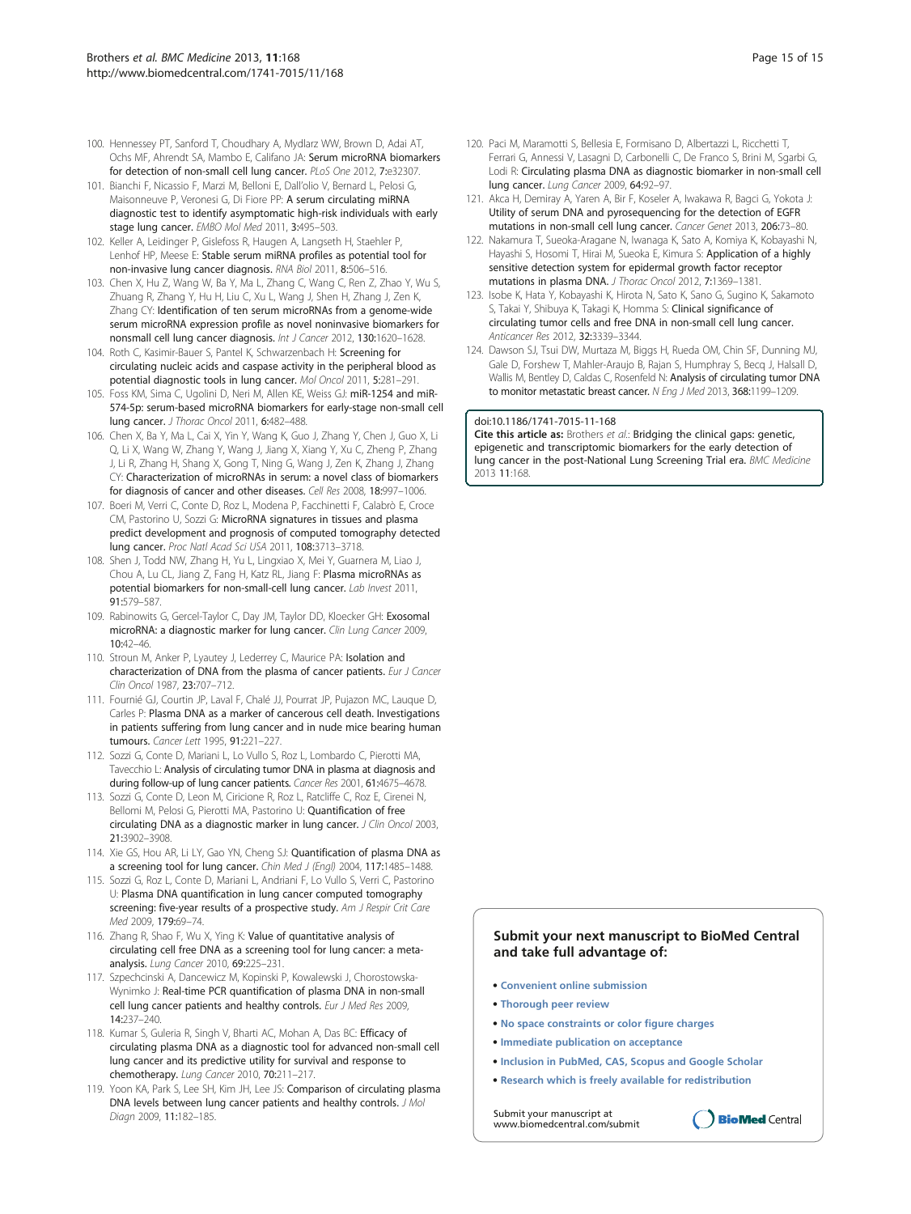100. Hennessey PT, Sanford T, Choudhary A, Mydlarz WW, Brown D, Adai AT, Ochs MF, Ahrendt SA, Mambo E, Califano JA: **Serum microRNA biomarkers for detection of non-small cell lung cancer.** *PLoS One* 2012, **7:**e32307.

101. Bianchi F, Nicassio F, Marzi M, Belloni E, Dall'olio V, Bernard L, Pelosi G, Maisonneuve P, Veronesi G, Di Fiore PP: **A serum circulating miRNA diagnostic test to identify asymptomatic high-risk individuals with early stage lung cancer.** *EMBO Mol Med* 2011, **3:**495–503.

102. Keller A, Leidinger P, Gislefoss R, Haugen A, Langseth H, Staehler P, Lenhof HP, Meese E: **Stable serum miRNA profiles as potential tool for non-invasive lung cancer diagnosis.** *RNA Biol* 2011, **8:**506–516.

103. Chen X, Hu Z, Wang W, Ba Y, Ma L, Zhang C, Wang C, Ren Z, Zhao Y, Wu S, Zhuang R, Zhang Y, Hu H, Liu C, Xu L, Wang J, Shen H, Zhang J, Zen K, Zhang CY: **Identification of ten serum microRNAs from a genome-wide serum microRNA expression profile as novel noninvasive biomarkers for nonsmall cell lung cancer diagnosis.** *Int J Cancer* 2012, **130:**1620–1628.

104. Roth C, Kasimir-Bauer S, Pantel K, Schwarzenbach H: **Screening for circulating nucleic acids and caspase activity in the peripheral blood as potential diagnostic tools in lung cancer.** *Mol Oncol* 2011, **5:**281–291.

105. Foss KM, Sima C, Ugolini D, Neri M, Allen KE, Weiss GJ: **miR-1254 and miR-574-5p: serum-based microRNA biomarkers for early-stage non-small cell lung cancer.** *J Thorac Oncol* 2011, **6:**482–488.

106. Chen X, Ba Y, Ma L, Cai X, Yin Y, Wang K, Guo J, Zhang Y, Chen J, Guo X, Li Q, Li X, Wang W, Zhang Y, Wang J, Jiang X, Xiang Y, Xu C, Zheng P, Zhang J, Li R, Zhang H, Shang X, Gong T, Ning G, Wang J, Zen K, Zhang J, Zhang CY: **Characterization of microRNAs in serum: a novel class of biomarkers for diagnosis of cancer and other diseases.** *Cell Res* 2008, **18:**997–1006.

107. Boeri M, Verri C, Conte D, Roz L, Modena P, Facchinetti F, Calabrò E, Croce CM, Pastorino U, Sozzi G: **MicroRNA signatures in tissues and plasma predict development and prognosis of computed tomography detected lung cancer.** *Proc Natl Acad Sci USA* 2011, **108:**3713–3718.

108. Shen J, Todd NW, Zhang H, Yu L, Lingxiao X, Mei Y, Guarnera M, Liao J, Chou A, Lu CL, Jiang Z, Fang H, Katz RL, Jiang F: **Plasma microRNAs as potential biomarkers for non-small-cell lung cancer.** *Lab Invest* 2011, **91:**579–587.

109. Rabinowits G, Gercel-Taylor C, Day JM, Taylor DD, Kloecker GH: **Exosomal microRNA: a diagnostic marker for lung cancer.** *Clin Lung Cancer* 2009, **10:**42–46.

110. Stroun M, Anker P, Lyautey J, Lederrey C, Maurice PA: **Isolation and characterization of DNA from the plasma of cancer patients.** *Eur J Cancer Clin Oncol* 1987, **23:**707–712.

111. Fournié GJ, Courtin JP, Laval F, Chalé JJ, Pourrat JP, Pujazon MC, Lauque D, Carles P: **Plasma DNA as a marker of cancerous cell death. Investigations in patients suffering from lung cancer and in nude mice bearing human tumours.** *Cancer Lett* 1995, **91:**221–227.

112. Sozzi G, Conte D, Mariani L, Lo Vullo S, Roz L, Lombardo C, Pierotti MA, Tavecchio L: **Analysis of circulating tumor DNA in plasma at diagnosis and during follow-up of lung cancer patients.** *Cancer Res* 2001, **61:**4675–4678.

113. Sozzi G, Conte D, Leon M, Ciricione R, Roz L, Ratcliffe C, Roz E, Cirenei N, Bellomi M, Pelosi G, Pierotti MA, Pastorino U: **Quantification of free circulating DNA as a diagnostic marker in lung cancer.** *J Clin Oncol* 2003, **21:**3902–3908.

114. Xie GS, Hou AR, Li LY, Gao YN, Cheng SJ: **Quantification of plasma DNA as a screening tool for lung cancer.** *Chin Med J (Engl)* 2004, **117:**1485–1488.

115. Sozzi G, Roz L, Conte D, Mariani L, Andriani F, Lo Vullo S, Verri C, Pastorino U: **Plasma DNA quantification in lung cancer computed tomography screening: five-year results of a prospective study.** *Am J Respir Crit Care Med* 2009, **179:**69–74.

116. Zhang R, Shao F, Wu X, Ying K: **Value of quantitative analysis of circulating cell free DNA as a screening tool for lung cancer: a meta-analysis.** *Lung Cancer* 2010, **69:**225–231.

117. Szpechcinski A, Dancewicz M, Kopinski P, Kowalewski J, Chorostowska-Wynimko J: **Real-time PCR quantification of plasma DNA in non-small cell lung cancer patients and healthy controls.** *Eur J Med Res* 2009, **14:**237–240.

118. Kumar S, Guleria R, Singh V, Bharti AC, Mohan A, Das BC: **Efficacy of circulating plasma DNA as a diagnostic tool for advanced non-small cell lung cancer and its predictive utility for survival and response to chemotherapy.** *Lung Cancer* 2010, **70:**211–217.

119. Yoon KA, Park S, Lee SH, Kim JH, Lee JS: **Comparison of circulating plasma DNA levels between lung cancer patients and healthy controls.** *J Mol Diagn* 2009, **11:**182–185.

120. Paci M, Maramotti S, Bellesia E, Formisano D, Albertazzi L, Ricchetti T, Ferrari G, Annessi V, Lasagni D, Carbonelli C, De Franco S, Brini M, Sgarbi G, Lodi R: **Circulating plasma DNA as diagnostic biomarker in non-small cell lung cancer.** *Lung Cancer* 2009, **64:**92–97.

121. Akca H, Demiray A, Yaren A, Bir F, Koseler A, Iwakawa R, Bagci G, Yokota J: **Utility of serum DNA and pyrosequencing for the detection of EGFR mutations in non-small cell lung cancer.** *Cancer Genet* 2013, **206:**73–80.

122. Nakamura T, Sueoka-Aragane N, Iwanaga K, Sato A, Komiya K, Kobayashi N, Hayashi S, Hosomi T, Hirai M, Sueoka E, Kimura S: **Application of a highly sensitive detection system for epidermal growth factor receptor mutations in plasma DNA.** *J Thorac Oncol* 2012, **7:**1369–1381.

123. Isobe K, Hata Y, Kobayashi K, Hirota N, Sato K, Sano G, Sugino K, Sakamoto S, Takai Y, Shibuya K, Takagi K, Homma S: **Clinical significance of circulating tumor cells and free DNA in non-small cell lung cancer.** *Anticancer Res* 2012, **32:**3339–3344.

124. Dawson SJ, Tsui DW, Murtaza M, Biggs H, Rueda OM, Chin SF, Dunning MJ, Gale D, Forshew T, Mahler-Araujo B, Rajan S, Humphray S, Becq J, Halsall D, Wallis M, Bentley D, Caldas C, Rosenfeld N: **Analysis of circulating tumor DNA to monitor metastatic breast cancer.** *N Eng J Med* 2013, **368:**1199–1209.

doi:10.1186/1741-7015-11-168

**Cite this article as:** Brothers *et al.*: Bridging the clinical gaps: genetic, epigenetic and transcriptomic biomarkers for the early detection of lung cancer in the post-National Lung Screening Trial era. *BMC Medicine* 2013 **11**:168.

**Submit your next manuscript to BioMed Central and take full advantage of:**

- **Convenient online submission**
- **Thorough peer review**
- **No space constraints or color figure charges**
- **Immediate publication on acceptance**
- **Inclusion in PubMed, CAS, Scopus and Google Scholar**
- **Research which is freely available for redistribution**

Submit your manuscript at www.biomedcentral.com/submit

BioMed Central